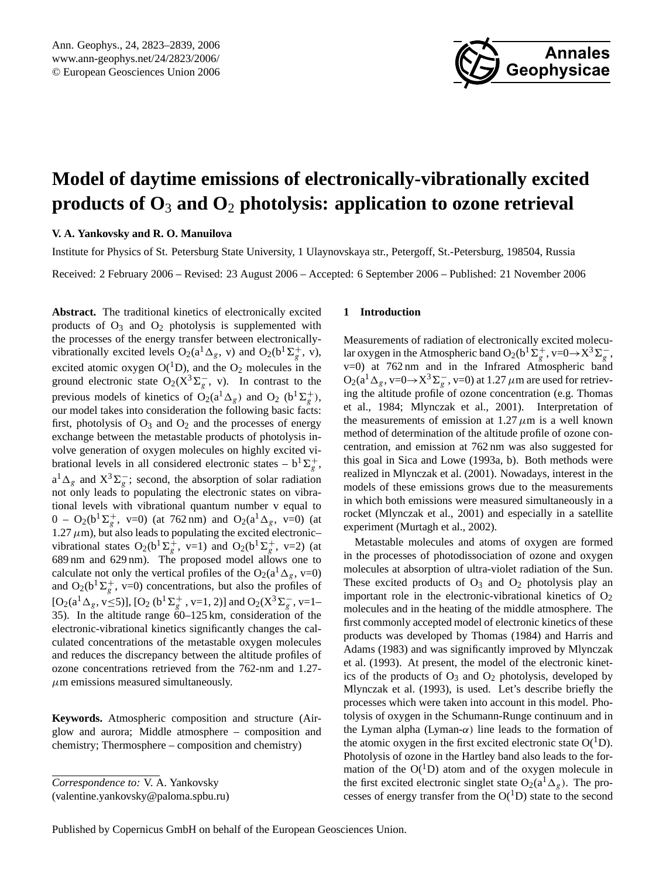# Model of daytime emissions of electronically-vibrationally excited products of $O_3$ and $O_2$ photolysis: application to ozone retrieval

**V. A. Yankovsky and R. O. Manuilova**

Institute for Physics of St. Petersburg State University, 1 Ulaynovskaya str., Petergoff, St.-Petersburg, 198504, Russia

Received: 2 February 2006 – Revised: 23 August 2006 – Accepted: 6 September 2006 – Published: 21 November 2006

**Abstract.** The traditional kinetics of electronically excited products of $O_3$ and $O_2$ photolysis is supplemented with the processes of the energy transfer between electronically-vibrationally excited levels $O_2(a^1\Delta_g, v)$ and $O_2(b^1\Sigma_g^+, v)$, excited atomic oxygen $O(^1D)$, and the $O_2$ molecules in the ground electronic state $O_2(X^3\Sigma_g^-, v)$. In contrast to the previous models of kinetics of $O_2(a^1\Delta_g)$ and $O_2(b^1\Sigma_g^+)$, our model takes into consideration the following basic facts: first, photolysis of $O_3$ and $O_2$ and the processes of energy exchange between the metastable products of photolysis involve generation of oxygen molecules on highly excited vibrational levels in all considered electronic states – $b^1\Sigma_g^+$, $a^1\Delta_g$ and $X^3\Sigma_g^-$; second, the absorption of solar radiation not only leads to populating the electronic states on vibrational levels with vibrational quantum number v equal to 0 – $O_2(b^1\Sigma_g^+, v=0)$ (at 762 nm) and $O_2(a^1\Delta_g, v=0)$ (at 1.27 $\mu$m), but also leads to populating the excited electronic–vibrational states $O_2(b^1\Sigma_g^+, v=1)$ and $O_2(b^1\Sigma_g^+, v=2)$ (at 689 nm and 629 nm). The proposed model allows one to calculate not only the vertical profiles of the $O_2(a^1\Delta_g, v=0)$ and $O_2(b^1\Sigma_g^+, v=0)$ concentrations, but also the profiles of $[O_2(a^1\Delta_g, v\leq5)]$, $[O_2(b^1\Sigma_g^+, v=1, 2)]$ and $O_2(X^3\Sigma_g^-, v=1–35)$. In the altitude range 60–125 km, consideration of the electronic-vibrational kinetics significantly changes the calculated concentrations of the metastable oxygen molecules and reduces the discrepancy between the altitude profiles of ozone concentrations retrieved from the 762-nm and 1.27-$\mu$m emissions measured simultaneously.

**Keywords.** Atmospheric composition and structure (Airglow and aurora; Middle atmosphere – composition and chemistry; Thermosphere – composition and chemistry)

*Correspondence to:* V. A. Yankovsky
(valentine.yankovsky@paloma.spbu.ru)

## 1 Introduction

Measurements of radiation of electronically excited molecular oxygen in the Atmospheric band $O_2(b^1\Sigma_g^+, v=0\rightarrow X^3\Sigma_g^-, v=0)$ at 762 nm and in the Infrared Atmospheric band $O_2(a^1\Delta_g, v=0\rightarrow X^3\Sigma_g^-, v=0)$ at 1.27 $\mu$m are used for retrieving the altitude profile of ozone concentration (e.g. Thomas et al., 1984; Mlynczak et al., 2001). Interpretation of the measurements of emission at 1.27 $\mu$m is a well known method of determination of the altitude profile of ozone concentration, and emission at 762 nm was also suggested for this goal in Sica and Lowe (1993a, b). Both methods were realized in Mlynczak et al. (2001). Nowadays, interest in the models of these emissions grows due to the measurements in which both emissions were measured simultaneously in a rocket (Mlynczak et al., 2001) and especially in a satellite experiment (Murtagh et al., 2002).

Metastable molecules and atoms of oxygen are formed in the processes of photodissociation of ozone and oxygen molecules at absorption of ultra-violet radiation of the Sun. These excited products of $O_3$ and $O_2$ photolysis play an important role in the electronic-vibrational kinetics of $O_2$ molecules and in the heating of the middle atmosphere. The first commonly accepted model of electronic kinetics of these products was developed by Thomas (1984) and Harris and Adams (1983) and was significantly improved by Mlynczak et al. (1993). At present, the model of the electronic kinetics of the products of $O_3$ and $O_2$ photolysis, developed by Mlynczak et al. (1993), is used. Let's describe briefly the processes which were taken into account in this model. Photolysis of oxygen in the Schumann-Runge continuum and in the Lyman alpha (Lyman-$\alpha$) line leads to the formation of the atomic oxygen in the first excited electronic state $O(^1D)$. Photolysis of ozone in the Hartley band also leads to the formation of the $O(^1D)$ atom and of the oxygen molecule in the first excited electronic singlet state $O_2(a^1\Delta_g)$. The processes of energy transfer from the $O(^1D)$ state to the second

Published by Copernicus GmbH on behalf of the European Geosciences Union.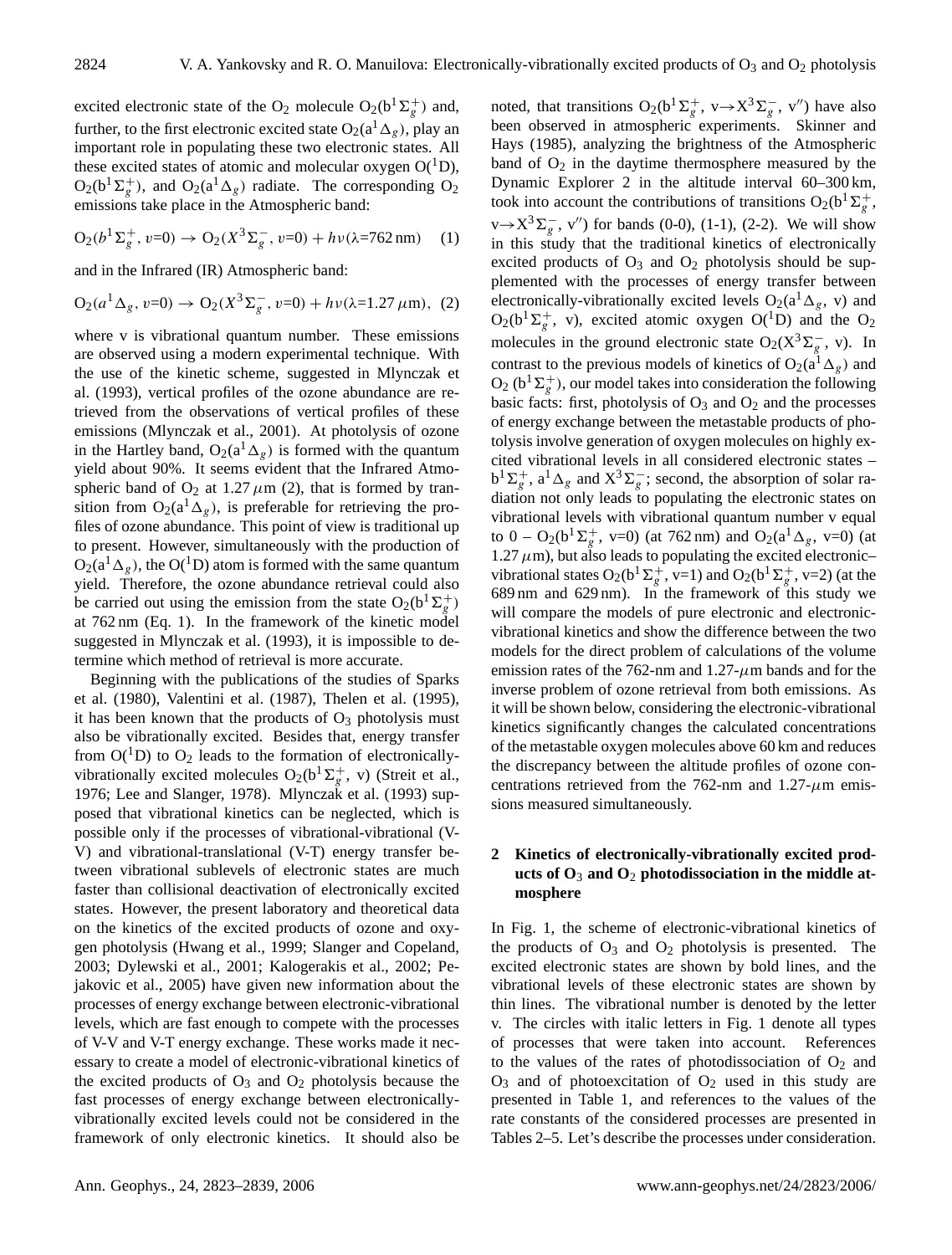excited electronic state of the $O_2$ molecule $O_2(b^1\Sigma_g^+)$ and, further, to the first electronic excited state $O_2(a^1\Delta_g)$, play an important role in populating these two electronic states. All these excited states of atomic and molecular oxygen $O(^1D)$, $O_2(b^1\Sigma_g^+)$, and $O_2(a^1\Delta_g)$ radiate. The corresponding $O_2$ emissions take place in the Atmospheric band:

$$O_2(b^1\Sigma_g^+, v{=}0) \rightarrow O_2(X^3\Sigma_g^-, v{=}0) + h\nu(\lambda{=}762\,\text{nm}) \quad (1)$$

and in the Infrared (IR) Atmospheric band:

$$O_2(a^1\Delta_g, v{=}0) \rightarrow O_2(X^3\Sigma_g^-, v{=}0) + h\nu(\lambda{=}1.27\,\mu\text{m}), \quad (2)$$

where v is vibrational quantum number. These emissions are observed using a modern experimental technique. With the use of the kinetic scheme, suggested in Mlynczak et al. (1993), vertical profiles of the ozone abundance are retrieved from the observations of vertical profiles of these emissions (Mlynczak et al., 2001). At photolysis of ozone in the Hartley band, $O_2(a^1\Delta_g)$ is formed with the quantum yield about 90%. It seems evident that the Infrared Atmospheric band of $O_2$ at 1.27 $\mu$m (2), that is formed by transition from $O_2(a^1\Delta_g)$, is preferable for retrieving the profiles of ozone abundance. This point of view is traditional up to present. However, simultaneously with the production of $O_2(a^1\Delta_g)$, the $O(^1D)$ atom is formed with the same quantum yield. Therefore, the ozone abundance retrieval could also be carried out using the emission from the state $O_2(b^1\Sigma_g^+)$ at 762 nm (Eq. 1). In the framework of the kinetic model suggested in Mlynczak et al. (1993), it is impossible to determine which method of retrieval is more accurate.

Beginning with the publications of the studies of Sparks et al. (1980), Valentini et al. (1987), Thelen et al. (1995), it has been known that the products of $O_3$ photolysis must also be vibrationally excited. Besides that, energy transfer from $O(^1D)$ to $O_2$ leads to the formation of electronically-vibrationally excited molecules $O_2(b^1\Sigma_g^+, v)$ (Streit et al., 1976; Lee and Slanger, 1978). Mlynczak et al. (1993) supposed that vibrational kinetics can be neglected, which is possible only if the processes of vibrational-vibrational (V-V) and vibrational-translational (V-T) energy transfer between vibrational sublevels of electronic states are much faster than collisional deactivation of electronically excited states. However, the present laboratory and theoretical data on the kinetics of the excited products of ozone and oxygen photolysis (Hwang et al., 1999; Slanger and Copeland, 2003; Dylewski et al., 2001; Kalogerakis et al., 2002; Pejakovic et al., 2005) have given new information about the processes of energy exchange between electronic-vibrational levels, which are fast enough to compete with the processes of V-V and V-T energy exchange. These works made it necessary to create a model of electronic-vibrational kinetics of the excited products of $O_3$ and $O_2$ photolysis because the fast processes of energy exchange between electronically-vibrationally excited levels could not be considered in the framework of only electronic kinetics. It should also be noted, that transitions $O_2(b^1\Sigma_g^+, v{\rightarrow}X^3\Sigma_g^-, v'')$ have also been observed in atmospheric experiments. Skinner and Hays (1985), analyzing the brightness of the Atmospheric band of $O_2$ in the daytime thermosphere measured by the Dynamic Explorer 2 in the altitude interval 60–300 km, took into account the contributions of transitions $O_2(b^1\Sigma_g^+, v{\rightarrow}X^3\Sigma_g^-, v'')$ for bands (0-0), (1-1), (2-2). We will show in this study that the traditional kinetics of electronically excited products of $O_3$ and $O_2$ photolysis should be supplemented with the processes of energy transfer between electronically-vibrationally excited levels $O_2(a^1\Delta_g, v)$ and $O_2(b^1\Sigma_g^+, v)$, excited atomic oxygen $O(^1D)$ and the $O_2$ molecules in the ground electronic state $O_2(X^3\Sigma_g^-, v)$. In contrast to the previous models of kinetics of $O_2(a^1\Delta_g)$ and $O_2(b^1\Sigma_g^+)$, our model takes into consideration the following basic facts: first, photolysis of $O_3$ and $O_2$ and the processes of energy exchange between the metastable products of photolysis involve generation of oxygen molecules on highly excited vibrational levels in all considered electronic states – $b^1\Sigma_g^+$, $a^1\Delta_g$ and $X^3\Sigma_g^-$; second, the absorption of solar radiation not only leads to populating the electronic states on vibrational levels with vibrational quantum number v equal to 0 – $O_2(b^1\Sigma_g^+, v{=}0)$ (at 762 nm) and $O_2(a^1\Delta_g, v{=}0)$ (at 1.27 $\mu$m), but also leads to populating the excited electronic–vibrational states $O_2(b^1\Sigma_g^+, v{=}1)$ and $O_2(b^1\Sigma_g^+, v{=}2)$ (at the 689 nm and 629 nm). In the framework of this study we will compare the models of pure electronic and electronic-vibrational kinetics and show the difference between the two models for the direct problem of calculations of the volume emission rates of the 762-nm and 1.27-$\mu$m bands and for the inverse problem of ozone retrieval from both emissions. As it will be shown below, considering the electronic-vibrational kinetics significantly changes the calculated concentrations of the metastable oxygen molecules above 60 km and reduces the discrepancy between the altitude profiles of ozone concentrations retrieved from the 762-nm and 1.27-$\mu$m emissions measured simultaneously.

## 2 Kinetics of electronically-vibrationally excited products of $O_3$ and $O_2$ photodissociation in the middle atmosphere

In Fig. 1, the scheme of electronic-vibrational kinetics of the products of $O_3$ and $O_2$ photolysis is presented. The excited electronic states are shown by bold lines, and the vibrational levels of these electronic states are shown by thin lines. The vibrational number is denoted by the letter v. The circles with italic letters in Fig. 1 denote all types of processes that were taken into account. References to the values of the rates of photodissociation of $O_2$ and $O_3$ and of photoexcitation of $O_2$ used in this study are presented in Table 1, and references to the values of the rate constants of the considered processes are presented in Tables 2–5. Let's describe the processes under consideration.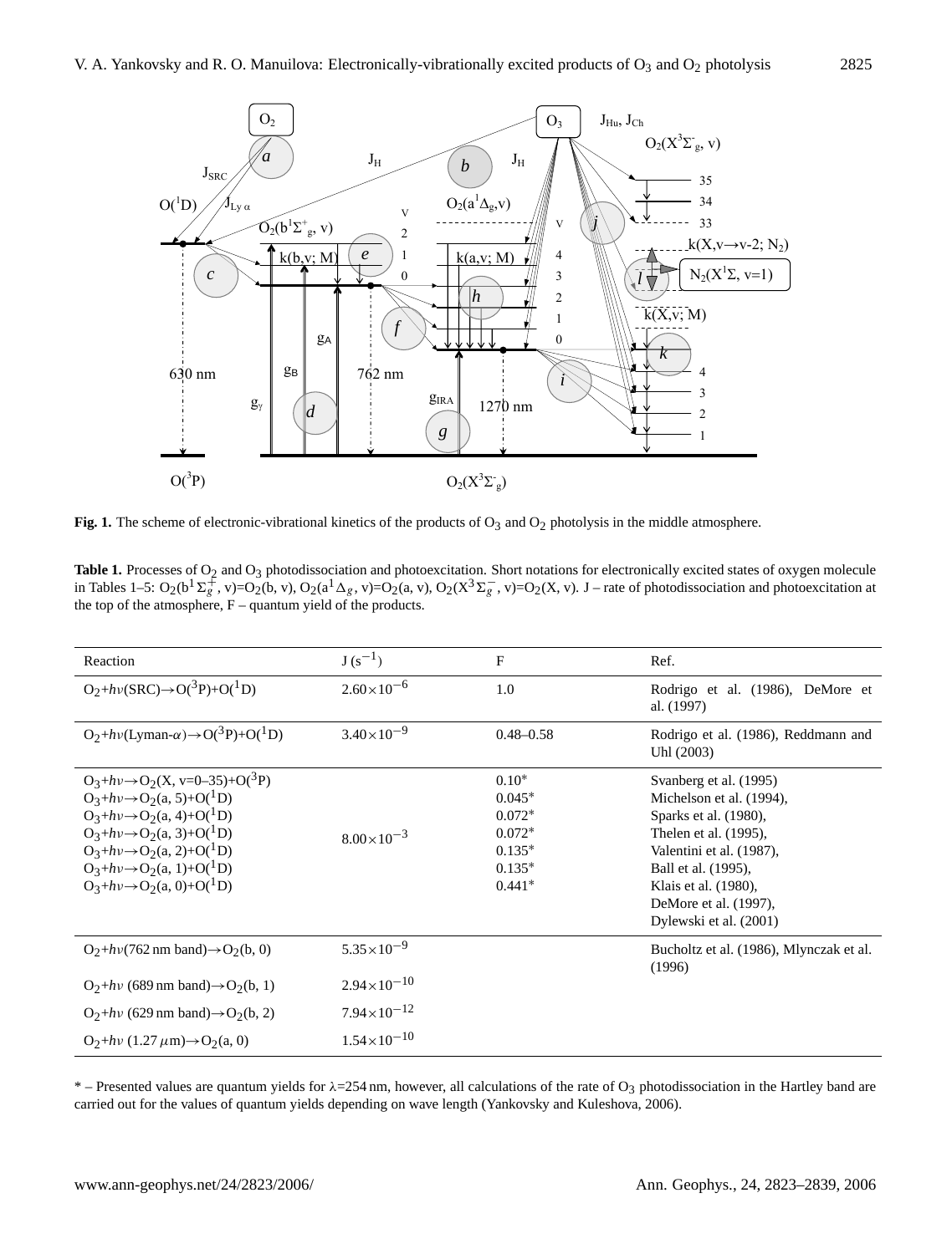**Fig. 1.** The scheme of electronic-vibrational kinetics of the products of $O_3$ and $O_2$ photolysis in the middle atmosphere.

**Table 1.** Processes of $O_2$ and $O_3$ photodissociation and photoexcitation. Short notations for electronically excited states of oxygen molecule in Tables 1–5: $O_2(b^1\Sigma_g^+, v)$=$O_2(b, v)$, $O_2(a^1\Delta_g, v)$=$O_2(a, v)$, $O_2(X^3\Sigma_g^-, v)$=$O_2(X, v)$. J – rate of photodissociation and photoexcitation at the top of the atmosphere, F – quantum yield of the products.

| Reaction | J ($s^{-1}$) | F | Ref. |
|---|---|---|---|
| $O_2$+$h\nu$(SRC)→$O(^3P)$+$O(^1D)$ | $2.60\times10^{-6}$ | 1.0 | Rodrigo et al. (1986), DeMore et al. (1997) |
| $O_2$+$h\nu$(Lyman-$\alpha$)→$O(^3P)$+$O(^1D)$ | $3.40\times10^{-9}$ | 0.48–0.58 | Rodrigo et al. (1986), Reddmann and Uhl (2003) |
| $O_3$+$h\nu$→$O_2$(X, v=0–35)+$O(^3P)$<br>$O_3$+$h\nu$→$O_2$(a, 5)+$O(^1D)$<br>$O_3$+$h\nu$→$O_2$(a, 4)+$O(^1D)$<br>$O_3$+$h\nu$→$O_2$(a, 3)+$O(^1D)$<br>$O_3$+$h\nu$→$O_2$(a, 2)+$O(^1D)$<br>$O_3$+$h\nu$→$O_2$(a, 1)+$O(^1D)$<br>$O_3$+$h\nu$→$O_2$(a, 0)+$O(^1D)$ | $8.00\times10^{-3}$ | 0.10*<br>0.045*<br>0.072*<br>0.072*<br>0.135*<br>0.135*<br>0.441* | Svanberg et al. (1995)<br>Michelson et al. (1994),<br>Sparks et al. (1980),<br>Thelen et al. (1995),<br>Valentini et al. (1987),<br>Ball et al. (1995),<br>Klais et al. (1980),<br>DeMore et al. (1997),<br>Dylewski et al. (2001) |
| $O_2$+$h\nu$(762 nm band)→$O_2$(b, 0) | $5.35\times10^{-9}$ | | Bucholtz et al. (1986), Mlynczak et al. (1996) |
| $O_2$+$h\nu$ (689 nm band)→$O_2$(b, 1) | $2.94\times10^{-10}$ | | |
| $O_2$+$h\nu$ (629 nm band)→$O_2$(b, 2) | $7.94\times10^{-12}$ | | |
| $O_2$+$h\nu$ (1.27 $\mu$m)→$O_2$(a, 0) | $1.54\times10^{-10}$ | | |

* – Presented values are quantum yields for $\lambda$=254 nm, however, all calculations of the rate of $O_3$ photodissociation in the Hartley band are carried out for the values of quantum yields depending on wave length (Yankovsky and Kuleshova, 2006).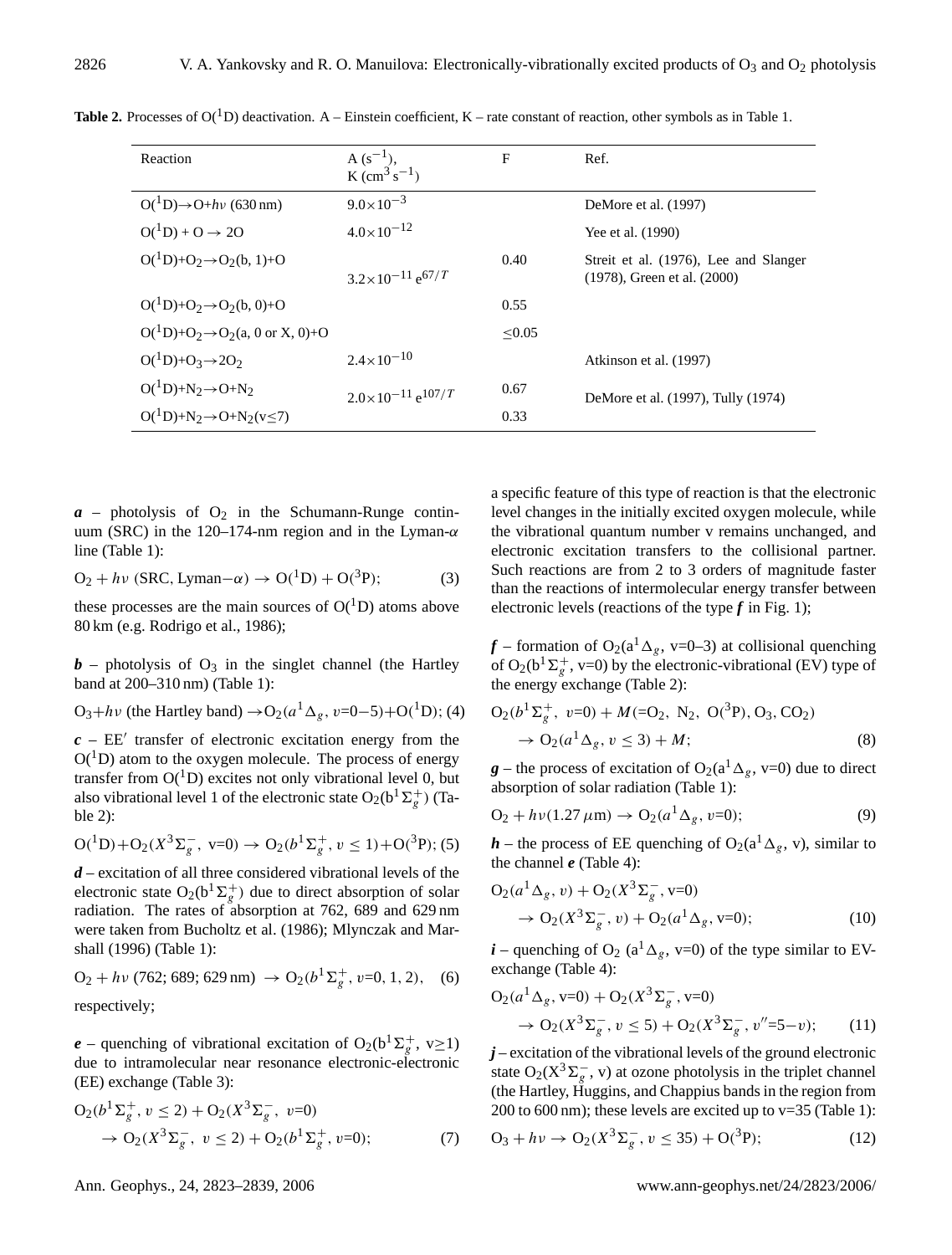**Table 2.** Processes of $O(^1D)$ deactivation. A – Einstein coefficient, K – rate constant of reaction, other symbols as in Table 1.

| Reaction | A ($s^{-1}$), K ($cm^3 s^{-1}$) | F | Ref. |
|---|---|---|---|
| $O(^1D) \rightarrow O + h\nu$ (630 nm) | $9.0\times10^{-3}$ | | DeMore et al. (1997) |
| $O(^1D) + O \rightarrow 2O$ | $4.0\times10^{-12}$ | | Yee et al. (1990) |
| $O(^1D)+O_2 \rightarrow O_2(b, 1)+O$ | $3.2\times10^{-11}\, e^{67/T}$ | 0.40 | Streit et al. (1976), Lee and Slanger (1978), Green et al. (2000) |
| $O(^1D)+O_2 \rightarrow O_2(b, 0)+O$ | | 0.55 | |
| $O(^1D)+O_2 \rightarrow O_2(a, 0 \text{ or } X, 0)+O$ | | $\leq$0.05 | |
| $O(^1D)+O_3 \rightarrow 2O_2$ | $2.4\times10^{-10}$ | | Atkinson et al. (1997) |
| $O(^1D)+N_2 \rightarrow O+N_2$ | $2.0\times10^{-11}\, e^{107/T}$ | 0.67 | DeMore et al. (1997), Tully (1974) |
| $O(^1D)+N_2 \rightarrow O+N_2(v \leq 7)$ | | 0.33 | |

***a*** – photolysis of $O_2$ in the Schumann-Runge continuum (SRC) in the 120–174-nm region and in the Lyman-$\alpha$ line (Table 1):

$$O_2 + h\nu \text{ (SRC, Lyman}-\alpha) \rightarrow O(^1D) + O(^3P); \quad (3)$$

these processes are the main sources of $O(^1D)$ atoms above 80 km (e.g. Rodrigo et al., 1986);

***b*** – photolysis of $O_3$ in the singlet channel (the Hartley band at 200–310 nm) (Table 1):

$$O_3 + h\nu \text{ (the Hartley band)} \rightarrow O_2(a^1\Delta_g, v{=}0{-}5) + O(^1D); \quad (4)$$

***c*** – EE′ transfer of electronic excitation energy from the $O(^1D)$ atom to the oxygen molecule. The process of energy transfer from $O(^1D)$ excites not only vibrational level 0, but also vibrational level 1 of the electronic state $O_2(b^1\Sigma_g^+)$ (Table 2):

$$O(^1D) + O_2(X^3\Sigma_g^-,\ v{=}0) \rightarrow O_2(b^1\Sigma_g^+,\ v \leq 1) + O(^3P); \quad (5)$$

***d*** – excitation of all three considered vibrational levels of the electronic state $O_2(b^1\Sigma_g^+)$ due to direct absorption of solar radiation. The rates of absorption at 762, 689 and 629 nm were taken from Bucholtz et al. (1986); Mlynczak and Marshall (1996) (Table 1):

$$O_2 + h\nu \text{ (762; 689; 629 nm)} \rightarrow O_2(b^1\Sigma_g^+, v{=}0, 1, 2), \quad (6)$$

respectively;

***e*** – quenching of vibrational excitation of $O_2(b^1\Sigma_g^+, v \geq 1)$ due to intramolecular near resonance electronic-electronic (EE) exchange (Table 3):

$$O_2(b^1\Sigma_g^+, v \leq 2) + O_2(X^3\Sigma_g^-,\ v{=}0) \rightarrow O_2(X^3\Sigma_g^-,\ v \leq 2) + O_2(b^1\Sigma_g^+, v{=}0); \quad (7)$$

a specific feature of this type of reaction is that the electronic level changes in the initially excited oxygen molecule, while the vibrational quantum number v remains unchanged, and electronic excitation transfers to the collisional partner. Such reactions are from 2 to 3 orders of magnitude faster than the reactions of intermolecular energy transfer between electronic levels (reactions of the type ***f*** in Fig. 1);

***f*** – formation of $O_2(a^1\Delta_g, v{=}0{-}3)$ at collisional quenching of $O_2(b^1\Sigma_g^+, v{=}0)$ by the electronic-vibrational (EV) type of the energy exchange (Table 2):

$$O_2(b^1\Sigma_g^+,\ v{=}0) + M(=O_2,\ N_2,\ O(^3P), O_3, CO_2) \rightarrow O_2(a^1\Delta_g, v \leq 3) + M; \quad (8)$$

***g*** – the process of excitation of $O_2(a^1\Delta_g, v{=}0)$ due to direct absorption of solar radiation (Table 1):

$$O_2 + h\nu(1.27\,\mu m) \rightarrow O_2(a^1\Delta_g, v{=}0); \quad (9)$$

***h*** – the process of EE quenching of $O_2(a^1\Delta_g, v)$, similar to the channel ***e*** (Table 4):

$$O_2(a^1\Delta_g, v) + O_2(X^3\Sigma_g^-, v{=}0) \rightarrow O_2(X^3\Sigma_g^-, v) + O_2(a^1\Delta_g, v{=}0); \quad (10)$$

***i*** – quenching of $O_2(a^1\Delta_g, v{=}0)$ of the type similar to EV-exchange (Table 4):

$$O_2(a^1\Delta_g, v{=}0) + O_2(X^3\Sigma_g^-, v{=}0) \rightarrow O_2(X^3\Sigma_g^-, v \leq 5) + O_2(X^3\Sigma_g^-, v''{=}5{-}v); \quad (11)$$

***j*** – excitation of the vibrational levels of the ground electronic state $O_2(X^3\Sigma_g^-, v)$ at ozone photolysis in the triplet channel (the Hartley, Huggins, and Chappius bands in the region from 200 to 600 nm); these levels are excited up to v=35 (Table 1):

$$O_3 + h\nu \rightarrow O_2(X^3\Sigma_g^-, v \leq 35) + O(^3P); \quad (12)$$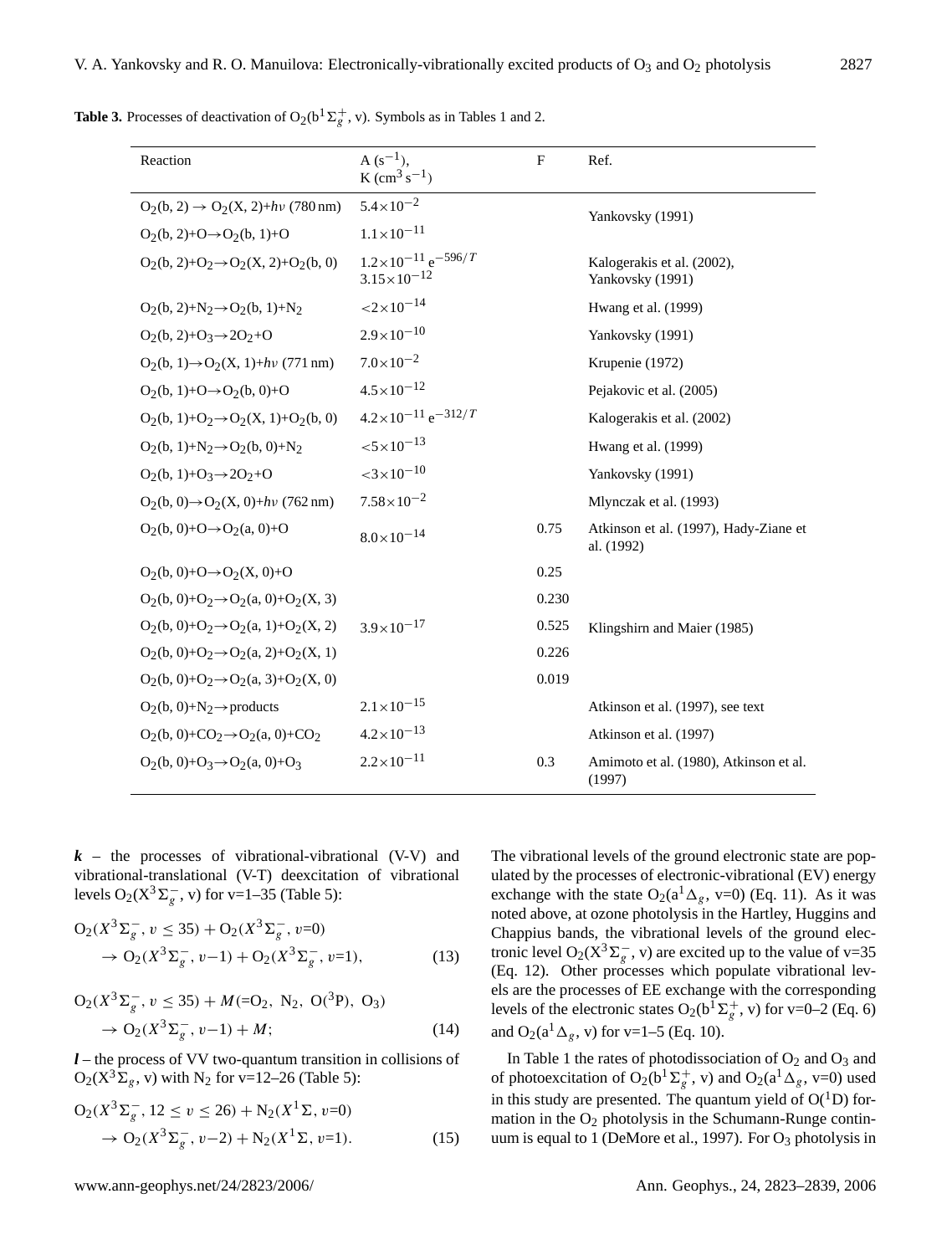**Table 3.** Processes of deactivation of $O_2(b^1\Sigma_g^+, v)$. Symbols as in Tables 1 and 2.

| Reaction | A ($s^{-1}$), K ($cm^3 s^{-1}$) | F | Ref. |
|---|---|---|---|
| $O_2(b, 2) \rightarrow O_2(X, 2)+h\nu$ (780 nm) | $5.4\times10^{-2}$ | | Yankovsky (1991) |
| $O_2(b, 2)+O\rightarrow O_2(b, 1)+O$ | $1.1\times10^{-11}$ | | |
| $O_2(b, 2)+O_2\rightarrow O_2(X, 2)+O_2(b, 0)$ | $1.2\times10^{-11}\,e^{-596/T}$ $3.15\times10^{-12}$ | | Kalogerakis et al. (2002), Yankovsky (1991) |
| $O_2(b, 2)+N_2\rightarrow O_2(b, 1)+N_2$ | $<2\times10^{-14}$ | | Hwang et al. (1999) |
| $O_2(b, 2)+O_3\rightarrow 2O_2+O$ | $2.9\times10^{-10}$ | | Yankovsky (1991) |
| $O_2(b, 1)\rightarrow O_2(X, 1)+h\nu$ (771 nm) | $7.0\times10^{-2}$ | | Krupenie (1972) |
| $O_2(b, 1)+O\rightarrow O_2(b, 0)+O$ | $4.5\times10^{-12}$ | | Pejakovic et al. (2005) |
| $O_2(b, 1)+O_2\rightarrow O_2(X, 1)+O_2(b, 0)$ | $4.2\times10^{-11}\,e^{-312/T}$ | | Kalogerakis et al. (2002) |
| $O_2(b, 1)+N_2\rightarrow O_2(b, 0)+N_2$ | $<5\times10^{-13}$ | | Hwang et al. (1999) |
| $O_2(b, 1)+O_3\rightarrow 2O_2+O$ | $<3\times10^{-10}$ | | Yankovsky (1991) |
| $O_2(b, 0)\rightarrow O_2(X, 0)+h\nu$ (762 nm) | $7.58\times10^{-2}$ | | Mlynczak et al. (1993) |
| $O_2(b, 0)+O\rightarrow O_2(a, 0)+O$ | $8.0\times10^{-14}$ | 0.75 | Atkinson et al. (1997), Hady-Ziane et al. (1992) |
| $O_2(b, 0)+O\rightarrow O_2(X, 0)+O$ | | 0.25 | |
| $O_2(b, 0)+O_2\rightarrow O_2(a, 0)+O_2(X, 3)$ | | 0.230 | |
| $O_2(b, 0)+O_2\rightarrow O_2(a, 1)+O_2(X, 2)$ | $3.9\times10^{-17}$ | 0.525 | Klingshirn and Maier (1985) |
| $O_2(b, 0)+O_2\rightarrow O_2(a, 2)+O_2(X, 1)$ | | 0.226 | |
| $O_2(b, 0)+O_2\rightarrow O_2(a, 3)+O_2(X, 0)$ | | 0.019 | |
| $O_2(b, 0)+N_2\rightarrow$ products | $2.1\times10^{-15}$ | | Atkinson et al. (1997), see text |
| $O_2(b, 0)+CO_2\rightarrow O_2(a, 0)+CO_2$ | $4.2\times10^{-13}$ | | Atkinson et al. (1997) |
| $O_2(b, 0)+O_3\rightarrow O_2(a, 0)+O_3$ | $2.2\times10^{-11}$ | 0.3 | Amimoto et al. (1980), Atkinson et al. (1997) |

***k*** – the processes of vibrational-vibrational (V-V) and vibrational-translational (V-T) deexcitation of vibrational levels $O_2(X^3\Sigma_g^-, v)$ for v=1–35 (Table 5):

$$O_2(X^3\Sigma_g^-, v \le 35) + O_2(X^3\Sigma_g^-, v{=}0) \rightarrow O_2(X^3\Sigma_g^-, v{-}1) + O_2(X^3\Sigma_g^-, v{=}1), \quad (13)$$

$$O_2(X^3\Sigma_g^-, v \le 35) + M(=O_2,\ N_2,\ O(^3P),\ O_3) \rightarrow O_2(X^3\Sigma_g^-, v{-}1) + M; \quad (14)$$

***l*** – the process of VV two-quantum transition in collisions of $O_2(X^3\Sigma_g, v)$ with $N_2$ for v=12–26 (Table 5):

$$O_2(X^3\Sigma_g^-, 12 \le v \le 26) + N_2(X^1\Sigma, v{=}0) \rightarrow O_2(X^3\Sigma_g^-, v{-}2) + N_2(X^1\Sigma, v{=}1). \quad (15)$$

The vibrational levels of the ground electronic state are populated by the processes of electronic-vibrational (EV) energy exchange with the state $O_2(a^1\Delta_g$, v=0) (Eq. 11). As it was noted above, at ozone photolysis in the Hartley, Huggins and Chappius bands, the vibrational levels of the ground electronic level $O_2(X^3\Sigma_g^-$, v) are excited up to the value of v=35 (Eq. 12). Other processes which populate vibrational levels are the processes of EE exchange with the corresponding levels of the electronic states $O_2(b^1\Sigma_g^+$, v) for v=0–2 (Eq. 6) and $O_2(a^1\Delta_g$, v) for v=1–5 (Eq. 10).

In Table 1 the rates of photodissociation of $O_2$ and $O_3$ and of photoexcitation of $O_2(b^1\Sigma_g^+$, v) and $O_2(a^1\Delta_g$, v=0) used in this study are presented. The quantum yield of $O(^1D)$ formation in the $O_2$ photolysis in the Schumann-Runge continuum is equal to 1 (DeMore et al., 1997). For $O_3$ photolysis in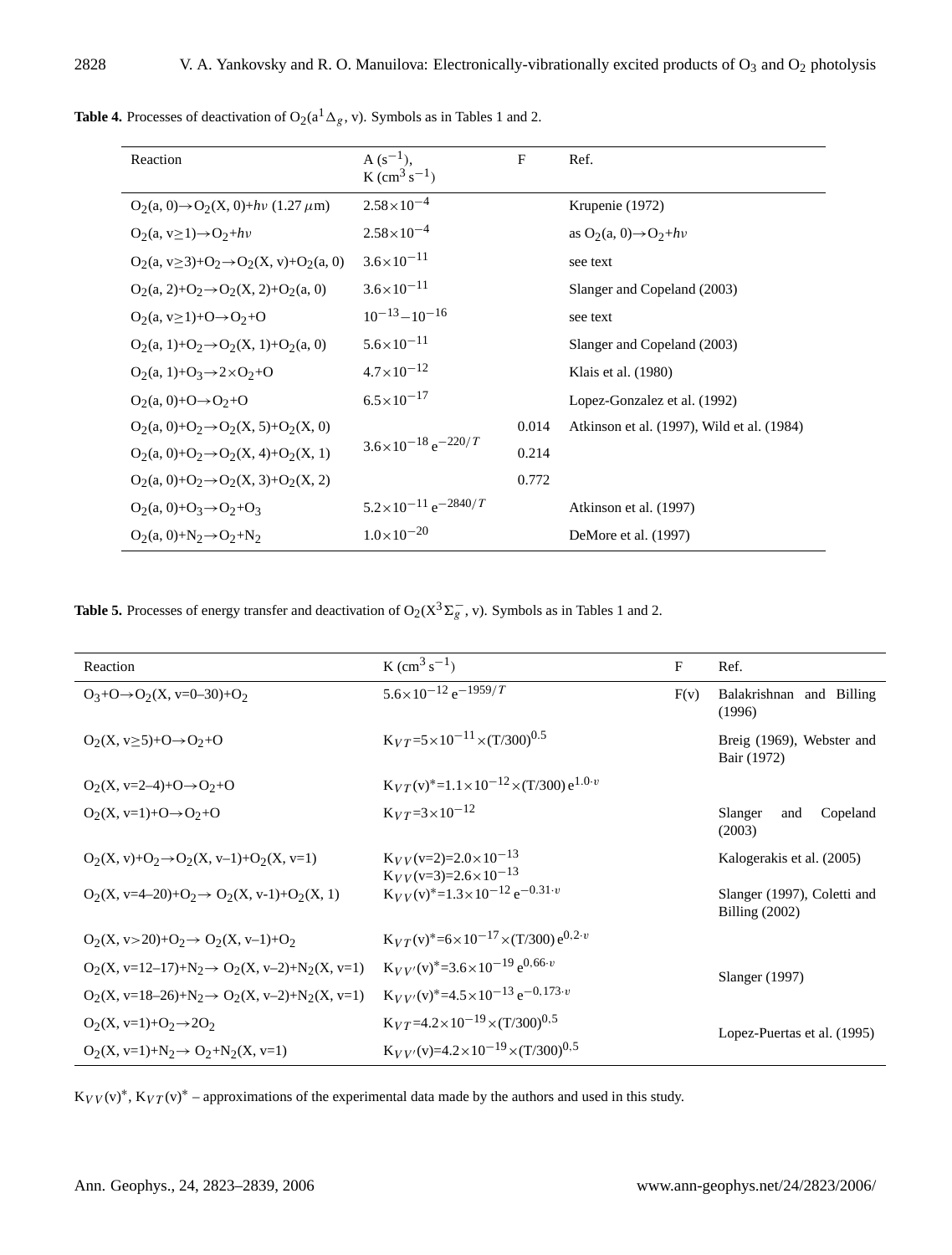**Table 4.** Processes of deactivation of $O_2(a^1\Delta_g, v)$. Symbols as in Tables 1 and 2.

| Reaction | A ($s^{-1}$), K ($cm^3 s^{-1}$) | F | Ref. |
|---|---|---|---|
| $O_2(a, 0) \rightarrow O_2(X, 0) + h\nu$ (1.27 $\mu$m) | $2.58 \times 10^{-4}$ | | Krupenie (1972) |
| $O_2(a, v \geq 1) \rightarrow O_2 + h\nu$ | $2.58 \times 10^{-4}$ | | as $O_2(a, 0) \rightarrow O_2 + h\nu$ |
| $O_2(a, v \geq 3) + O_2 \rightarrow O_2(X, v) + O_2(a, 0)$ | $3.6 \times 10^{-11}$ | | see text |
| $O_2(a, 2) + O_2 \rightarrow O_2(X, 2) + O_2(a, 0)$ | $3.6 \times 10^{-11}$ | | Slanger and Copeland (2003) |
| $O_2(a, v \geq 1) + O \rightarrow O_2 + O$ | $10^{-13} - 10^{-16}$ | | see text |
| $O_2(a, 1) + O_2 \rightarrow O_2(X, 1) + O_2(a, 0)$ | $5.6 \times 10^{-11}$ | | Slanger and Copeland (2003) |
| $O_2(a, 1) + O_3 \rightarrow 2 \times O_2 + O$ | $4.7 \times 10^{-12}$ | | Klais et al. (1980) |
| $O_2(a, 0) + O \rightarrow O_2 + O$ | $6.5 \times 10^{-17}$ | | Lopez-Gonzalez et al. (1992) |
| $O_2(a, 0) + O_2 \rightarrow O_2(X, 5) + O_2(X, 0)$ | $3.6 \times 10^{-18}\, e^{-220/T}$ | 0.014 | Atkinson et al. (1997), Wild et al. (1984) |
| $O_2(a, 0) + O_2 \rightarrow O_2(X, 4) + O_2(X, 1)$ | | 0.214 | |
| $O_2(a, 0) + O_2 \rightarrow O_2(X, 3) + O_2(X, 2)$ | | 0.772 | |
| $O_2(a, 0) + O_3 \rightarrow O_2 + O_3$ | $5.2 \times 10^{-11}\, e^{-2840/T}$ | | Atkinson et al. (1997) |
| $O_2(a, 0) + N_2 \rightarrow O_2 + N_2$ | $1.0 \times 10^{-20}$ | | DeMore et al. (1997) |

**Table 5.** Processes of energy transfer and deactivation of $O_2(X^3\Sigma_g^-, v)$. Symbols as in Tables 1 and 2.

| Reaction | K ($cm^3 s^{-1}$) | F | Ref. |
|---|---|---|---|
| $O_3 + O \rightarrow O_2(X, v=0\text{–}30) + O_2$ | $5.6 \times 10^{-12}\, e^{-1959/T}$ | F(v) | Balakrishnan and Billing (1996) |
| $O_2(X, v \geq 5) + O \rightarrow O_2 + O$ | $K_{VT} = 5 \times 10^{-11} \times (T/300)^{0.5}$ | | Breig (1969), Webster and Bair (1972) |
| $O_2(X, v=2\text{–}4) + O \rightarrow O_2 + O$ | $K_{VT}(v)^* = 1.1 \times 10^{-12} \times (T/300)\, e^{1.0 \cdot v}$ | | |
| $O_2(X, v=1) + O \rightarrow O_2 + O$ | $K_{VT} = 3 \times 10^{-12}$ | | Slanger and Copeland (2003) |
| $O_2(X, v) + O_2 \rightarrow O_2(X, v-1) + O_2(X, v=1)$ | $K_{VV}(v=2) = 2.0 \times 10^{-13}$; $K_{VV}(v=3) = 2.6 \times 10^{-13}$ | | Kalogerakis et al. (2005) |
| $O_2(X, v=4\text{–}20) + O_2 \rightarrow O_2(X, v-1) + O_2(X, 1)$ | $K_{VV}(v)^* = 1.3 \times 10^{-12}\, e^{-0.31 \cdot v}$ | | Slanger (1997), Coletti and Billing (2002) |
| $O_2(X, v > 20) + O_2 \rightarrow O_2(X, v-1) + O_2$ | $K_{VT}(v)^* = 6 \times 10^{-17} \times (T/300)\, e^{0.2 \cdot v}$ | | |
| $O_2(X, v=12\text{–}17) + N_2 \rightarrow O_2(X, v-2) + N_2(X, v=1)$ | $K_{VV'}(v)^* = 3.6 \times 10^{-19}\, e^{0.66 \cdot v}$ | | Slanger (1997) |
| $O_2(X, v=18\text{–}26) + N_2 \rightarrow O_2(X, v-2) + N_2(X, v=1)$ | $K_{VV'}(v)^* = 4.5 \times 10^{-13}\, e^{-0.173 \cdot v}$ | | |
| $O_2(X, v=1) + O_2 \rightarrow 2O_2$ | $K_{VT} = 4.2 \times 10^{-19} \times (T/300)^{0.5}$ | | Lopez-Puertas et al. (1995) |
| $O_2(X, v=1) + N_2 \rightarrow O_2 + N_2(X, v=1)$ | $K_{VV'}(v) = 4.2 \times 10^{-19} \times (T/300)^{0.5}$ | | |

$K_{VV}(v)^*$, $K_{VT}(v)^*$ – approximations of the experimental data made by the authors and used in this study.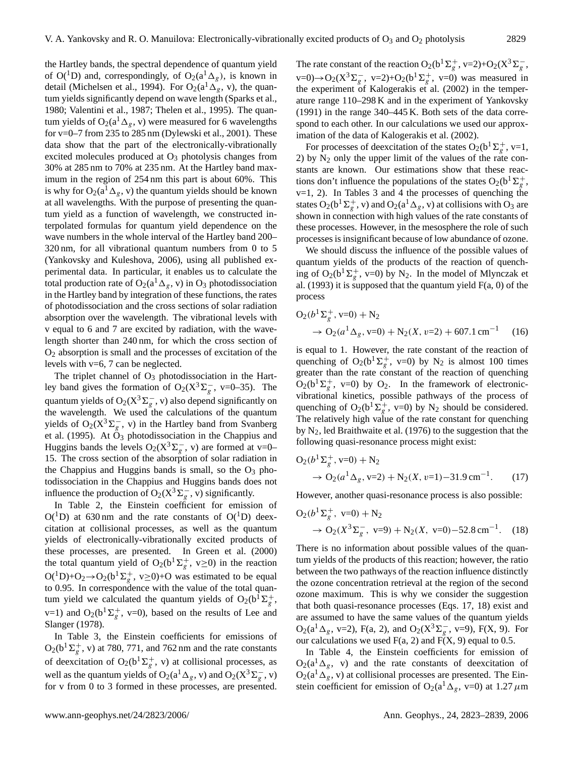the Hartley bands, the spectral dependence of quantum yield of $O(^1D)$ and, correspondingly, of $O_2(a^1\Delta_g)$, is known in detail (Michelsen et al., 1994). For $O_2(a^1\Delta_g$, v), the quantum yields significantly depend on wave length (Sparks et al., 1980; Valentini et al., 1987; Thelen et al., 1995). The quantum yields of $O_2(a^1\Delta_g$, v) were measured for 6 wavelengths for v=0–7 from 235 to 285 nm (Dylewski et al., 2001). These data show that the part of the electronically-vibrationally excited molecules produced at $O_3$ photolysis changes from 30% at 285 nm to 70% at 235 nm. At the Hartley band maximum in the region of 254 nm this part is about 60%. This is why for $O_2(a^1\Delta_g$, v) the quantum yields should be known at all wavelengths. With the purpose of presenting the quantum yield as a function of wavelength, we constructed interpolated formulas for quantum yield dependence on the wave numbers in the whole interval of the Hartley band 200–320 nm, for all vibrational quantum numbers from 0 to 5 (Yankovsky and Kuleshova, 2006), using all published experimental data. In particular, it enables us to calculate the total production rate of $O_2(a^1\Delta_g$, v) in $O_3$ photodissociation in the Hartley band by integration of these functions, the rates of photodissociation and the cross sections of solar radiation absorption over the wavelength. The vibrational levels with v equal to 6 and 7 are excited by radiation, with the wavelength shorter than 240 nm, for which the cross section of $O_2$ absorption is small and the processes of excitation of the levels with v=6, 7 can be neglected.

The triplet channel of $O_3$ photodissociation in the Hartley band gives the formation of $O_2(X^3\Sigma_g^-$, v=0–35). The quantum yields of $O_2(X^3\Sigma_g^-$, v) also depend significantly on the wavelength. We used the calculations of the quantum yields of $O_2(X^3\Sigma_g^-$, v) in the Hartley band from Svanberg et al. (1995). At $O_3$ photodissociation in the Chappius and Huggins bands the levels $O_2(X^3\Sigma_g^-$, v) are formed at v=0–15. The cross section of the absorption of solar radiation in the Chappius and Huggins bands is small, so the $O_3$ photodissociation in the Chappius and Huggins bands does not influence the production of $O_2(X^3\Sigma_g^-$, v) significantly.

In Table 2, the Einstein coefficient for emission of $O(^1D)$ at 630 nm and the rate constants of $O(^1D)$ deexcitation at collisional processes, as well as the quantum yields of electronically-vibrationally excited products of these processes, are presented. In Green et al. (2000) the total quantum yield of $O_2(b^1\Sigma_g^+$, v≥0) in the reaction $O(^1D)+O_2 \rightarrow O_2(b^1\Sigma_g^+$, v≥0)+O was estimated to be equal to 0.95. In correspondence with the value of the total quantum yield we calculated the quantum yields of $O_2(b^1\Sigma_g^+$, v=1) and $O_2(b^1\Sigma_g^+$, v=0), based on the results of Lee and Slanger (1978).

In Table 3, the Einstein coefficients for emissions of $O_2(b^1\Sigma_g^+$, v) at 780, 771, and 762 nm and the rate constants of deexcitation of $O_2(b^1\Sigma_g^+$, v) at collisional processes, as well as the quantum yields of $O_2(a^1\Delta_g$, v) and $O_2(X^3\Sigma_g^-$, v) for v from 0 to 3 formed in these processes, are presented. The rate constant of the reaction $O_2(b^1\Sigma_g^+$, v=2)+$O_2(X^3\Sigma_g^-$, v=0)$\rightarrow O_2(X^3\Sigma_g^-$, v=2)+$O_2(b^1\Sigma_g^+$, v=0) was measured in the experiment of Kalogerakis et al. (2002) in the temperature range 110–298 K and in the experiment of Yankovsky (1991) in the range 340–445 K. Both sets of the data correspond to each other. In our calculations we used our approximation of the data of Kalogerakis et al. (2002).

For processes of deexcitation of the states $O_2(b^1\Sigma_g^+$, v=1, 2) by $N_2$ only the upper limit of the values of the rate constants are known. Our estimations show that these reactions don't influence the populations of the states $O_2(b^1\Sigma_g^+$, v=1, 2). In Tables 3 and 4 the processes of quenching the states $O_2(b^1\Sigma_g^+$, v) and $O_2(a^1\Delta_g$, v) at collisions with $O_3$ are shown in connection with high values of the rate constants of these processes. However, in the mesosphere the role of such processes is insignificant because of low abundance of ozone.

We should discuss the influence of the possible values of quantum yields of the products of the reaction of quenching of $O_2(b^1\Sigma_g^+$, v=0) by $N_2$. In the model of Mlynczak et al. (1993) it is supposed that the quantum yield F(a, 0) of the process

$$O_2(b^1\Sigma_g^+, \text{v=0}) + N_2 \rightarrow O_2(a^1\Delta_g, \text{v=0}) + N_2(X, v\text{=2}) + 607.1\,\text{cm}^{-1} \quad (16)$$

is equal to 1. However, the rate constant of the reaction of quenching of $O_2(b^1\Sigma_g^+$, v=0) by $N_2$ is almost 100 times greater than the rate constant of the reaction of quenching $O_2(b^1\Sigma_g^+$, v=0) by $O_2$. In the framework of electronic-vibrational kinetics, possible pathways of the process of quenching of $O_2(b^1\Sigma_g^+$, v=0) by $N_2$ should be considered. The relatively high value of the rate constant for quenching by $N_2$, led Braithwaite et al. (1976) to the suggestion that the following quasi-resonance process might exist:

$$O_2(b^1\Sigma_g^+, \text{v=0}) + N_2 \rightarrow O_2(a^1\Delta_g, \text{v=2}) + N_2(X, v\text{=1}) - 31.9\,\text{cm}^{-1}. \quad (17)$$

However, another quasi-resonance process is also possible:

$$O_2(b^1\Sigma_g^+, \text{ v=0}) + N_2 \rightarrow O_2(X^3\Sigma_g^-, \text{ v=9}) + N_2(X, \text{ v=0}) - 52.8\,\text{cm}^{-1}. \quad (18)$$

There is no information about possible values of the quantum yields of the products of this reaction; however, the ratio between the two pathways of the reaction influence distinctly the ozone concentration retrieval at the region of the second ozone maximum. This is why we consider the suggestion that both quasi-resonance processes (Eqs. 17, 18) exist and are assumed to have the same values of the quantum yields $O_2(a^1\Delta_g$, v=2), F(a, 2), and $O_2(X^3\Sigma_g^-$, v=9), F(X, 9). For our calculations we used F(a, 2) and F(X, 9) equal to 0.5.

In Table 4, the Einstein coefficients for emission of $O_2(a^1\Delta_g$, v) and the rate constants of deexcitation of $O_2(a^1\Delta_g$, v) at collisional processes are presented. The Einstein coefficient for emission of $O_2(a^1\Delta_g$, v=0) at 1.27 $\mu$m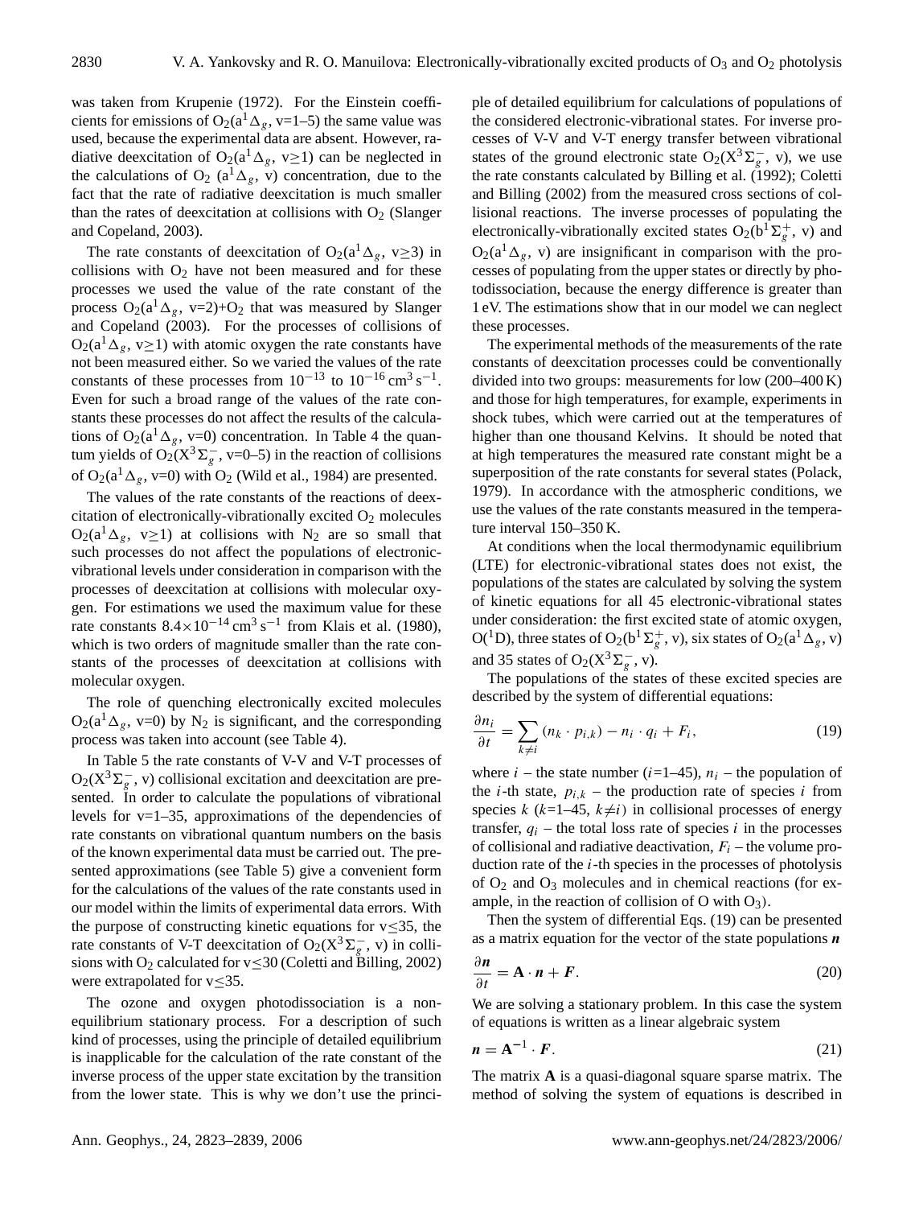was taken from Krupenie (1972). For the Einstein coefficients for emissions of $O_2(a^1\Delta_g$, v=1–5) the same value was used, because the experimental data are absent. However, radiative deexcitation of $O_2(a^1\Delta_g$, v≥1) can be neglected in the calculations of $O_2$ $(a^1\Delta_g$, v) concentration, due to the fact that the rate of radiative deexcitation is much smaller than the rates of deexcitation at collisions with $O_2$ (Slanger and Copeland, 2003).

The rate constants of deexcitation of $O_2(a^1\Delta_g$, v≥3) in collisions with $O_2$ have not been measured and for these processes we used the value of the rate constant of the process $O_2(a^1\Delta_g$, v=2)+$O_2$ that was measured by Slanger and Copeland (2003). For the processes of collisions of $O_2(a^1\Delta_g$, v≥1) with atomic oxygen the rate constants have not been measured either. So we varied the values of the rate constants of these processes from $10^{-13}$ to $10^{-16}\,\mathrm{cm^3\,s^{-1}}$. Even for such a broad range of the values of the rate constants these processes do not affect the results of the calculations of $O_2(a^1\Delta_g$, v=0) concentration. In Table 4 the quantum yields of $O_2(X^3\Sigma_g^-$, v=0–5) in the reaction of collisions of $O_2(a^1\Delta_g$, v=0) with $O_2$ (Wild et al., 1984) are presented.

The values of the rate constants of the reactions of deexcitation of electronically-vibrationally excited $O_2$ molecules $O_2(a^1\Delta_g$, v≥1) at collisions with $N_2$ are so small that such processes do not affect the populations of electronic-vibrational levels under consideration in comparison with the processes of deexcitation at collisions with molecular oxygen. For estimations we used the maximum value for these rate constants $8.4\times10^{-14}\,\mathrm{cm^3\,s^{-1}}$ from Klais et al. (1980), which is two orders of magnitude smaller than the rate constants of the processes of deexcitation at collisions with molecular oxygen.

The role of quenching electronically excited molecules $O_2(a^1\Delta_g$, v=0) by $N_2$ is significant, and the corresponding process was taken into account (see Table 4).

In Table 5 the rate constants of V-V and V-T processes of $O_2(X^3\Sigma_g^-$, v) collisional excitation and deexcitation are presented. In order to calculate the populations of vibrational levels for v=1–35, approximations of the dependencies of rate constants on vibrational quantum numbers on the basis of the known experimental data must be carried out. The presented approximations (see Table 5) give a convenient form for the calculations of the values of the rate constants used in our model within the limits of experimental data errors. With the purpose of constructing kinetic equations for v≤35, the rate constants of V-T deexcitation of $O_2(X^3\Sigma_g^-$, v) in collisions with $O_2$ calculated for v≤30 (Coletti and Billing, 2002) were extrapolated for v≤35.

The ozone and oxygen photodissociation is a non-equilibrium stationary process. For a description of such kind of processes, using the principle of detailed equilibrium is inapplicable for the calculation of the rate constant of the inverse process of the upper state excitation by the transition from the lower state. This is why we don't use the principle of detailed equilibrium for calculations of populations of the considered electronic-vibrational states. For inverse processes of V-V and V-T energy transfer between vibrational states of the ground electronic state $O_2(X^3\Sigma_g^-$, v), we use the rate constants calculated by Billing et al. (1992); Coletti and Billing (2002) from the measured cross sections of collisional reactions. The inverse processes of populating the electronically-vibrationally excited states $O_2(b^1\Sigma_g^+$, v) and $O_2(a^1\Delta_g$, v) are insignificant in comparison with the processes of populating from the upper states or directly by photodissociation, because the energy difference is greater than 1 eV. The estimations show that in our model we can neglect these processes.

The experimental methods of the measurements of the rate constants of deexcitation processes could be conventionally divided into two groups: measurements for low (200–400 K) and those for high temperatures, for example, experiments in shock tubes, which were carried out at the temperatures of higher than one thousand Kelvins. It should be noted that at high temperatures the measured rate constant might be a superposition of the rate constants for several states (Polack, 1979). In accordance with the atmospheric conditions, we use the values of the rate constants measured in the temperature interval 150–350 K.

At conditions when the local thermodynamic equilibrium (LTE) for electronic-vibrational states does not exist, the populations of the states are calculated by solving the system of kinetic equations for all 45 electronic-vibrational states under consideration: the first excited state of atomic oxygen, $O(^1D)$, three states of $O_2(b^1\Sigma_g^+$, v), six states of $O_2(a^1\Delta_g$, v) and 35 states of $O_2(X^3\Sigma_g^-$, v).

The populations of the states of these excited species are described by the system of differential equations:

$$\frac{\partial n_i}{\partial t} = \sum_{k\neq i} (n_k \cdot p_{i,k}) - n_i \cdot q_i + F_i, \tag{19}$$

where $i$ – the state number ($i$=1–45), $n_i$ – the population of the $i$-th state, $p_{i,k}$ – the production rate of species $i$ from species $k$ ($k$=1–45, $k\neq i$) in collisional processes of energy transfer, $q_i$ – the total loss rate of species $i$ in the processes of collisional and radiative deactivation, $F_i$ – the volume production rate of the $i$-th species in the processes of photolysis of $O_2$ and $O_3$ molecules and in chemical reactions (for example, in the reaction of collision of O with $O_3$).

Then the system of differential Eqs. (19) can be presented as a matrix equation for the vector of the state populations $\boldsymbol{n}$

$$\frac{\partial \boldsymbol{n}}{\partial t} = \mathbf{A} \cdot \boldsymbol{n} + \boldsymbol{F}. \tag{20}$$

We are solving a stationary problem. In this case the system of equations is written as a linear algebraic system

$$\boldsymbol{n} = \mathbf{A}^{-1} \cdot \boldsymbol{F}. \tag{21}$$

The matrix $\mathbf{A}$ is a quasi-diagonal square sparse matrix. The method of solving the system of equations is described in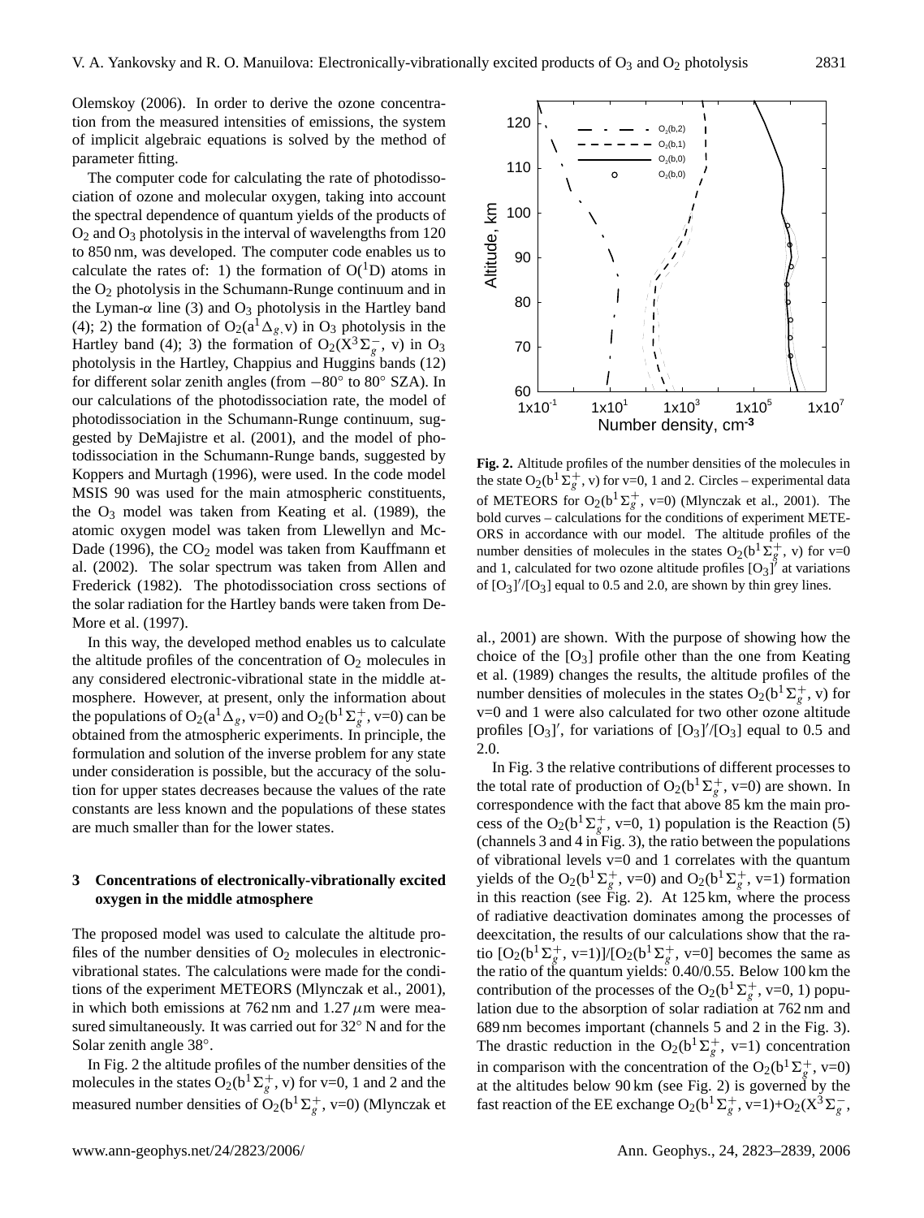Olemskoy (2006). In order to derive the ozone concentration from the measured intensities of emissions, the system of implicit algebraic equations is solved by the method of parameter fitting.

The computer code for calculating the rate of photodissociation of ozone and molecular oxygen, taking into account the spectral dependence of quantum yields of the products of $O_2$ and $O_3$ photolysis in the interval of wavelengths from 120 to 850 nm, was developed. The computer code enables us to calculate the rates of: 1) the formation of $O(^1D)$ atoms in the $O_2$ photolysis in the Schumann-Runge continuum and in the Lyman-$\alpha$ line (3) and $O_3$ photolysis in the Hartley band (4); 2) the formation of $O_2(a^1\Delta_g, v)$ in $O_3$ photolysis in the Hartley band (4); 3) the formation of $O_2(X^3\Sigma_g^-, v)$ in $O_3$ photolysis in the Hartley, Chappius and Huggins bands (12) for different solar zenith angles (from $-80°$ to $80°$ SZA). In our calculations of the photodissociation rate, the model of photodissociation in the Schumann-Runge continuum, suggested by DeMajistre et al. (2001), and the model of photodissociation in the Schumann-Runge bands, suggested by Koppers and Murtagh (1996), were used. In the code model MSIS 90 was used for the main atmospheric constituents, the $O_3$ model was taken from Keating et al. (1989), the atomic oxygen model was taken from Llewellyn and McDade (1996), the $CO_2$ model was taken from Kauffmann et al. (2002). The solar spectrum was taken from Allen and Frederick (1982). The photodissociation cross sections of the solar radiation for the Hartley bands were taken from DeMore et al. (1997).

In this way, the developed method enables us to calculate the altitude profiles of the concentration of $O_2$ molecules in any considered electronic-vibrational state in the middle atmosphere. However, at present, only the information about the populations of $O_2(a^1\Delta_g, v=0)$ and $O_2(b^1\Sigma_g^+, v=0)$ can be obtained from the atmospheric experiments. In principle, the formulation and solution of the inverse problem for any state under consideration is possible, but the accuracy of the solution for upper states decreases because the values of the rate constants are less known and the populations of these states are much smaller than for the lower states.

## 3 Concentrations of electronically-vibrationally excited oxygen in the middle atmosphere

The proposed model was used to calculate the altitude profiles of the number densities of $O_2$ molecules in electronic-vibrational states. The calculations were made for the conditions of the experiment METEORS (Mlynczak et al., 2001), in which both emissions at 762 nm and 1.27 $\mu$m were measured simultaneously. It was carried out for 32° N and for the Solar zenith angle 38°.

In Fig. 2 the altitude profiles of the number densities of the molecules in the states $O_2(b^1\Sigma_g^+, v)$ for v=0, 1 and 2 and the measured number densities of $O_2(b^1\Sigma_g^+, v=0)$ (Mlynczak et al., 2001) are shown. With the purpose of showing how the choice of the $[O_3]$ profile other than the one from Keating et al. (1989) changes the results, the altitude profiles of the number densities of molecules in the states $O_2(b^1\Sigma_g^+, v)$ for v=0 and 1 were also calculated for two other ozone altitude profiles $[O_3]'$, for variations of $[O_3]'/[O_3]$ equal to 0.5 and 2.0.

**Fig. 2.** Altitude profiles of the number densities of the molecules in the state $O_2(b^1\Sigma_g^+, v)$ for v=0, 1 and 2. Circles – experimental data of METEORS for $O_2(b^1\Sigma_g^+, v=0)$ (Mlynczak et al., 2001). The bold curves – calculations for the conditions of experiment METEORS in accordance with our model. The altitude profiles of the number densities of molecules in the states $O_2(b^1\Sigma_g^+, v)$ for v=0 and 1, calculated for two ozone altitude profiles $[O_3]'$ at variations of $[O_3]'/[O_3]$ equal to 0.5 and 2.0, are shown by thin grey lines.

In Fig. 3 the relative contributions of different processes to the total rate of production of $O_2(b^1\Sigma_g^+, v=0)$ are shown. In correspondence with the fact that above 85 km the main process of the $O_2(b^1\Sigma_g^+, v=0, 1)$ population is the Reaction (5) (channels 3 and 4 in Fig. 3), the ratio between the populations of vibrational levels v=0 and 1 correlates with the quantum yields of the $O_2(b^1\Sigma_g^+, v=0)$ and $O_2(b^1\Sigma_g^+, v=1)$ formation in this reaction (see Fig. 2). At 125 km, where the process of radiative deactivation dominates among the processes of deexcitation, the results of our calculations show that the ratio $[O_2(b^1\Sigma_g^+, v=1)]/[O_2(b^1\Sigma_g^+, v=0]$ becomes the same as the ratio of the quantum yields: 0.40/0.55. Below 100 km the contribution of the processes of the $O_2(b^1\Sigma_g^+, v=0, 1)$ population due to the absorption of solar radiation at 762 nm and 689 nm becomes important (channels 5 and 2 in the Fig. 3). The drastic reduction in the $O_2(b^1\Sigma_g^+, v=1)$ concentration in comparison with the concentration of the $O_2(b^1\Sigma_g^+, v=0)$ at the altitudes below 90 km (see Fig. 2) is governed by the fast reaction of the EE exchange $O_2(b^1\Sigma_g^+, v=1)+O_2(X^3\Sigma_g^-,$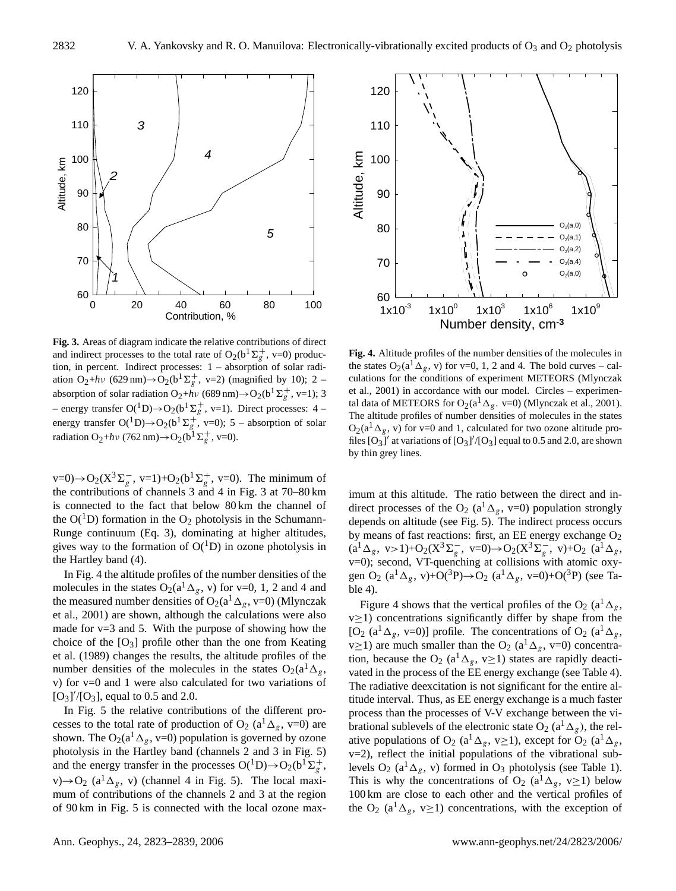**Fig. 3.** Areas of diagram indicate the relative contributions of direct and indirect processes to the total rate of $O_2(b^1\Sigma_g^+$, v=0) production, in percent. Indirect processes: 1 – absorption of solar radiation $O_2+h\nu$ (629 nm)$\rightarrow O_2(b^1\Sigma_g^+$, v=2) (magnified by 10); 2 – absorption of solar radiation $O_2+h\nu$ (689 nm)$\rightarrow O_2(b^1\Sigma_g^+$, v=1); 3 – energy transfer $O(^1D)\rightarrow O_2(b^1\Sigma_g^+$, v=1). Direct processes: 4 – energy transfer $O(^1D)\rightarrow O_2(b^1\Sigma_g^+$, v=0); 5 – absorption of solar radiation $O_2+h\nu$ (762 nm)$\rightarrow O_2(b^1\Sigma_g^+$, v=0).

v=0)$\rightarrow O_2(X^3\Sigma_g^-$, v=1)+$O_2(b^1\Sigma_g^+$, v=0). The minimum of the contributions of channels 3 and 4 in Fig. 3 at 70–80 km is connected to the fact that below 80 km the channel of the $O(^1D)$ formation in the $O_2$ photolysis in the Schumann-Runge continuum (Eq. 3), dominating at higher altitudes, gives way to the formation of $O(^1D)$ in ozone photolysis in the Hartley band (4).

In Fig. 4 the altitude profiles of the number densities of the molecules in the states $O_2(a^1\Delta_g$, v) for v=0, 1, 2 and 4 and the measured number densities of $O_2(a^1\Delta_g$, v=0) (Mlynczak et al., 2001) are shown, although the calculations were also made for v=3 and 5. With the purpose of showing how the choice of the $[O_3]$ profile other than the one from Keating et al. (1989) changes the results, the altitude profiles of the number densities of the molecules in the states $O_2(a^1\Delta_g$, v) for v=0 and 1 were also calculated for two variations of $[O_3]'/[O_3]$, equal to 0.5 and 2.0.

In Fig. 5 the relative contributions of the different processes to the total rate of production of $O_2$ ($a^1\Delta_g$, v=0) are shown. The $O_2(a^1\Delta_g$, v=0) population is governed by ozone photolysis in the Hartley band (channels 2 and 3 in Fig. 5) and the energy transfer in the processes $O(^1D)\rightarrow O_2(b^1\Sigma_g^+$, v)$\rightarrow O_2$ ($a^1\Delta_g$, v) (channel 4 in Fig. 5). The local maximum of contributions of the channels 2 and 3 at the region of 90 km in Fig. 5 is connected with the local ozone maximum at this altitude. The ratio between the direct and indirect processes of the $O_2$ ($a^1\Delta_g$, v=0) population strongly depends on altitude (see Fig. 5). The indirect process occurs by means of fast reactions: first, an EE energy exchange $O_2$ ($a^1\Delta_g$, v>1)+$O_2(X^3\Sigma_g^-$, v=0)$\rightarrow O_2(X^3\Sigma_g^-$, v)+$O_2$ ($a^1\Delta_g$, v=0); second, VT-quenching at collisions with atomic oxygen $O_2$ ($a^1\Delta_g$, v)+$O(^3P)\rightarrow O_2$ ($a^1\Delta_g$, v=0)+$O(^3P)$ (see Table 4).

**Fig. 4.** Altitude profiles of the number densities of the molecules in the states $O_2(a^1\Delta_g$, v) for v=0, 1, 2 and 4. The bold curves – calculations for the conditions of experiment METEORS (Mlynczak et al., 2001) in accordance with our model. Circles – experimental data of METEORS for $O_2(a^1\Delta_g$. v=0) (Mlynczak et al., 2001). The altitude profiles of number densities of molecules in the states $O_2(a^1\Delta_g$, v) for v=0 and 1, calculated for two ozone altitude profiles $[O_3]'$ at variations of $[O_3]'/[O_3]$ equal to 0.5 and 2.0, are shown by thin grey lines.

Figure 4 shows that the vertical profiles of the $O_2$ ($a^1\Delta_g$, v≥1) concentrations significantly differ by shape from the [$O_2$ ($a^1\Delta_g$, v=0)] profile. The concentrations of $O_2$ ($a^1\Delta_g$, v≥1) are much smaller than the $O_2$ ($a^1\Delta_g$, v=0) concentration, because the $O_2$ ($a^1\Delta_g$, v≥1) states are rapidly deactivated in the process of the EE energy exchange (see Table 4). The radiative deexcitation is not significant for the entire altitude interval. Thus, as EE energy exchange is a much faster process than the processes of V-V exchange between the vibrational sublevels of the electronic state $O_2$ ($a^1\Delta_g$), the relative populations of $O_2$ ($a^1\Delta_g$, v≥1), except for $O_2$ ($a^1\Delta_g$, v=2), reflect the initial populations of the vibrational sublevels $O_2$ ($a^1\Delta_g$, v) formed in $O_3$ photolysis (see Table 1). This is why the concentrations of $O_2$ ($a^1\Delta_g$, v≥1) below 100 km are close to each other and the vertical profiles of the $O_2$ ($a^1\Delta_g$, v≥1) concentrations, with the exception of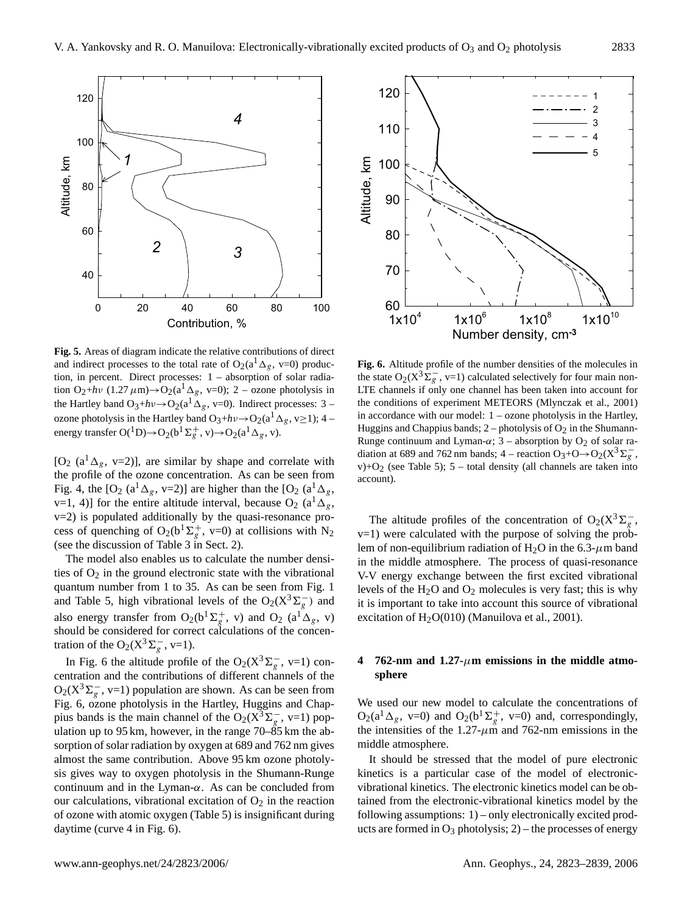**Fig. 5.** Areas of diagram indicate the relative contributions of direct and indirect processes to the total rate of $O_2(a^1\Delta_g, v=0)$ production, in percent. Direct processes: 1 – absorption of solar radiation $O_2+h\nu$ (1.27 $\mu$m)$\rightarrow O_2(a^1\Delta_g, v=0)$; 2 – ozone photolysis in the Hartley band $O_3+h\nu\rightarrow O_2(a^1\Delta_g, v=0)$. Indirect processes: 3 – ozone photolysis in the Hartley band $O_3+h\nu\rightarrow O_2(a^1\Delta_g, v\geq1)$; 4 – energy transfer $O(^1D)\rightarrow O_2(b^1\Sigma_g^+, v)\rightarrow O_2(a^1\Delta_g, v)$.

**Fig. 6.** Altitude profile of the number densities of the molecules in the state $O_2(X^3\Sigma_g^-, v=1)$ calculated selectively for four main non-LTE channels if only one channel has been taken into account for the conditions of experiment METEORS (Mlynczak et al., 2001) in accordance with our model: 1 – ozone photolysis in the Hartley, Huggins and Chappius bands; 2 – photolysis of $O_2$ in the Shumann-Runge continuum and Lyman-$\alpha$; 3 – absorption by $O_2$ of solar radiation at 689 and 762 nm bands; 4 – reaction $O_3+O\rightarrow O_2(X^3\Sigma_g^-, v)+O_2$ (see Table 5); 5 – total density (all channels are taken into account).

[$O_2$ $(a^1\Delta_g, v=2)$], are similar by shape and correlate with the profile of the ozone concentration. As can be seen from Fig. 4, the [$O_2$ $(a^1\Delta_g, v=2)$] are higher than the [$O_2$ $(a^1\Delta_g, v=1, 4)$] for the entire altitude interval, because $O_2$ $(a^1\Delta_g, v=2)$ is populated additionally by the quasi-resonance process of quenching of $O_2(b^1\Sigma_g^+, v=0)$ at collisions with $N_2$ (see the discussion of Table 3 in Sect. 2).

The model also enables us to calculate the number densities of $O_2$ in the ground electronic state with the vibrational quantum number from 1 to 35. As can be seen from Fig. 1 and Table 5, high vibrational levels of the $O_2(X^3\Sigma_g^-)$ and also energy transfer from $O_2(b^1\Sigma_g^+, v)$ and $O_2$ $(a^1\Delta_g, v)$ should be considered for correct calculations of the concentration of the $O_2(X^3\Sigma_g^-, v=1)$.

In Fig. 6 the altitude profile of the $O_2(X^3\Sigma_g^-, v=1)$ concentration and the contributions of different channels of the $O_2(X^3\Sigma_g^-, v=1)$ population are shown. As can be seen from Fig. 6, ozone photolysis in the Hartley, Huggins and Chappius bands is the main channel of the $O_2(X^3\Sigma_g^-, v=1)$ population up to 95 km, however, in the range 70–85 km the absorption of solar radiation by oxygen at 689 and 762 nm gives almost the same contribution. Above 95 km ozone photolysis gives way to oxygen photolysis in the Shumann-Runge continuum and in the Lyman-$\alpha$. As can be concluded from our calculations, vibrational excitation of $O_2$ in the reaction of ozone with atomic oxygen (Table 5) is insignificant during daytime (curve 4 in Fig. 6).

The altitude profiles of the concentration of $O_2(X^3\Sigma_g^-, v=1)$ were calculated with the purpose of solving the problem of non-equilibrium radiation of $H_2O$ in the 6.3-$\mu$m band in the middle atmosphere. The process of quasi-resonance V-V energy exchange between the first excited vibrational levels of the $H_2O$ and $O_2$ molecules is very fast; this is why it is important to take into account this source of vibrational excitation of $H_2O(010)$ (Manuilova et al., 2001).

## 4 762-nm and 1.27-$\mu$m emissions in the middle atmosphere

We used our new model to calculate the concentrations of $O_2(a^1\Delta_g, v=0)$ and $O_2(b^1\Sigma_g^+, v=0)$ and, correspondingly, the intensities of the 1.27-$\mu$m and 762-nm emissions in the middle atmosphere.

It should be stressed that the model of pure electronic kinetics is a particular case of the model of electronic-vibrational kinetics. The electronic kinetics model can be obtained from the electronic-vibrational kinetics model by the following assumptions: 1) – only electronically excited products are formed in $O_3$ photolysis; 2) – the processes of energy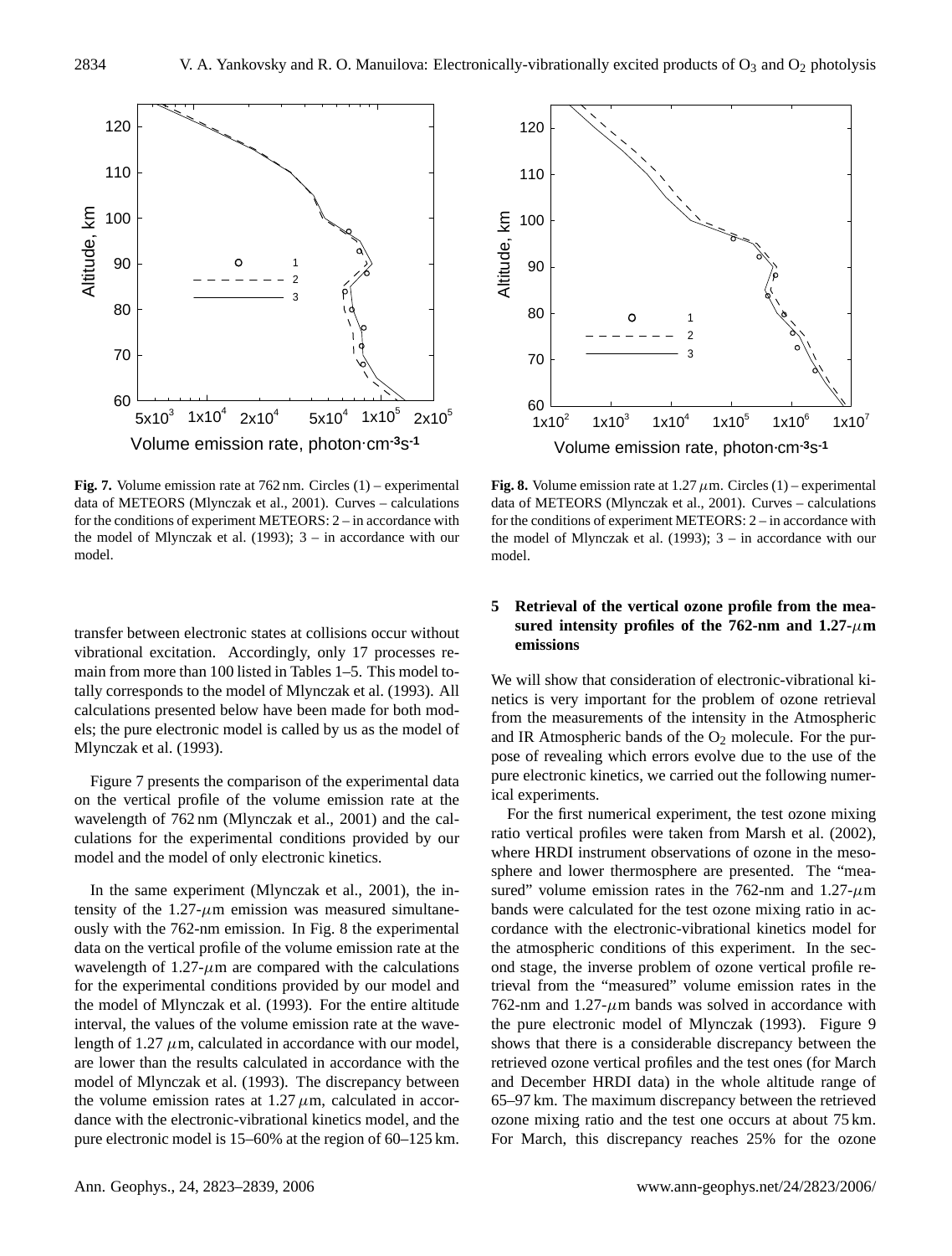**Fig. 7.** Volume emission rate at 762 nm. Circles (1) – experimental data of METEORS (Mlynczak et al., 2001). Curves – calculations for the conditions of experiment METEORS: 2 – in accordance with the model of Mlynczak et al. (1993); 3 – in accordance with our model.

**Fig. 8.** Volume emission rate at 1.27 $\mu$m. Circles (1) – experimental data of METEORS (Mlynczak et al., 2001). Curves – calculations for the conditions of experiment METEORS: 2 – in accordance with the model of Mlynczak et al. (1993); 3 – in accordance with our model.

transfer between electronic states at collisions occur without vibrational excitation. Accordingly, only 17 processes remain from more than 100 listed in Tables 1–5. This model totally corresponds to the model of Mlynczak et al. (1993). All calculations presented below have been made for both models; the pure electronic model is called by us as the model of Mlynczak et al. (1993).

Figure 7 presents the comparison of the experimental data on the vertical profile of the volume emission rate at the wavelength of 762 nm (Mlynczak et al., 2001) and the calculations for the experimental conditions provided by our model and the model of only electronic kinetics.

In the same experiment (Mlynczak et al., 2001), the intensity of the 1.27-$\mu$m emission was measured simultaneously with the 762-nm emission. In Fig. 8 the experimental data on the vertical profile of the volume emission rate at the wavelength of 1.27-$\mu$m are compared with the calculations for the experimental conditions provided by our model and the model of Mlynczak et al. (1993). For the entire altitude interval, the values of the volume emission rate at the wavelength of 1.27 $\mu$m, calculated in accordance with our model, are lower than the results calculated in accordance with the model of Mlynczak et al. (1993). The discrepancy between the volume emission rates at 1.27 $\mu$m, calculated in accordance with the electronic-vibrational kinetics model, and the pure electronic model is 15–60% at the region of 60–125 km.

## 5 Retrieval of the vertical ozone profile from the measured intensity profiles of the 762-nm and 1.27-$\mu$m emissions

We will show that consideration of electronic-vibrational kinetics is very important for the problem of ozone retrieval from the measurements of the intensity in the Atmospheric and IR Atmospheric bands of the $O_2$ molecule. For the purpose of revealing which errors evolve due to the use of the pure electronic kinetics, we carried out the following numerical experiments.

For the first numerical experiment, the test ozone mixing ratio vertical profiles were taken from Marsh et al. (2002), where HRDI instrument observations of ozone in the mesosphere and lower thermosphere are presented. The "measured" volume emission rates in the 762-nm and 1.27-$\mu$m bands were calculated for the test ozone mixing ratio in accordance with the electronic-vibrational kinetics model for the atmospheric conditions of this experiment. In the second stage, the inverse problem of ozone vertical profile retrieval from the "measured" volume emission rates in the 762-nm and 1.27-$\mu$m bands was solved in accordance with the pure electronic model of Mlynczak (1993). Figure 9 shows that there is a considerable discrepancy between the retrieved ozone vertical profiles and the test ones (for March and December HRDI data) in the whole altitude range of 65–97 km. The maximum discrepancy between the retrieved ozone mixing ratio and the test one occurs at about 75 km. For March, this discrepancy reaches 25% for the ozone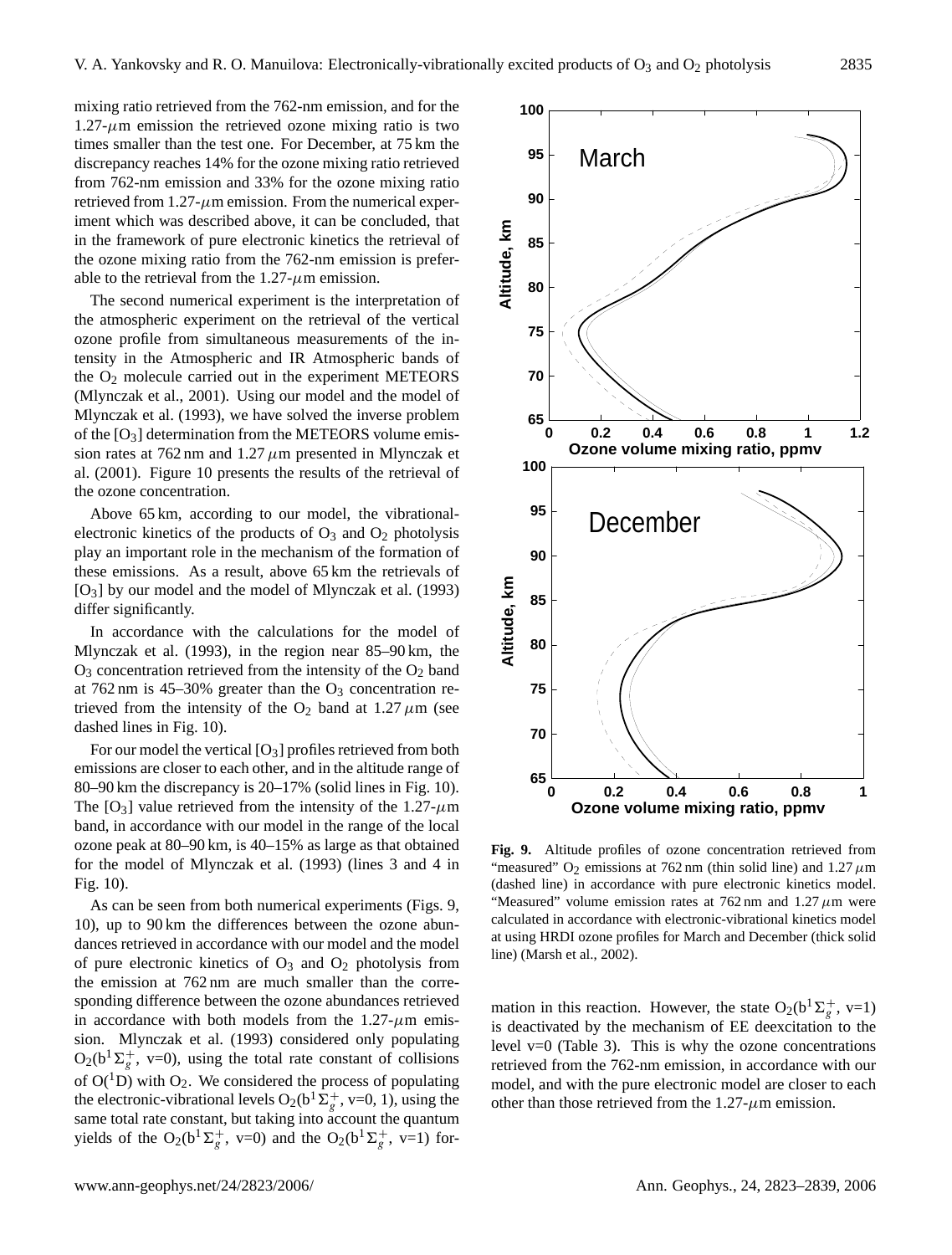mixing ratio retrieved from the 762-nm emission, and for the 1.27-$\mu$m emission the retrieved ozone mixing ratio is two times smaller than the test one. For December, at 75 km the discrepancy reaches 14% for the ozone mixing ratio retrieved from 762-nm emission and 33% for the ozone mixing ratio retrieved from 1.27-$\mu$m emission. From the numerical experiment which was described above, it can be concluded, that in the framework of pure electronic kinetics the retrieval of the ozone mixing ratio from the 762-nm emission is preferable to the retrieval from the 1.27-$\mu$m emission.

The second numerical experiment is the interpretation of the atmospheric experiment on the retrieval of the vertical ozone profile from simultaneous measurements of the intensity in the Atmospheric and IR Atmospheric bands of the $O_2$ molecule carried out in the experiment METEORS (Mlynczak et al., 2001). Using our model and the model of Mlynczak et al. (1993), we have solved the inverse problem of the [$O_3$] determination from the METEORS volume emission rates at 762 nm and 1.27 $\mu$m presented in Mlynczak et al. (2001). Figure 10 presents the results of the retrieval of the ozone concentration.

Above 65 km, according to our model, the vibrational-electronic kinetics of the products of $O_3$ and $O_2$ photolysis play an important role in the mechanism of the formation of these emissions. As a result, above 65 km the retrievals of [$O_3$] by our model and the model of Mlynczak et al. (1993) differ significantly.

In accordance with the calculations for the model of Mlynczak et al. (1993), in the region near 85–90 km, the $O_3$ concentration retrieved from the intensity of the $O_2$ band at 762 nm is 45–30% greater than the $O_3$ concentration retrieved from the intensity of the $O_2$ band at 1.27 $\mu$m (see dashed lines in Fig. 10).

For our model the vertical [$O_3$] profiles retrieved from both emissions are closer to each other, and in the altitude range of 80–90 km the discrepancy is 20–17% (solid lines in Fig. 10). The [$O_3$] value retrieved from the intensity of the 1.27-$\mu$m band, in accordance with our model in the range of the local ozone peak at 80–90 km, is 40–15% as large as that obtained for the model of Mlynczak et al. (1993) (lines 3 and 4 in Fig. 10).

As can be seen from both numerical experiments (Figs. 9, 10), up to 90 km the differences between the ozone abundances retrieved in accordance with our model and the model of pure electronic kinetics of $O_3$ and $O_2$ photolysis from the emission at 762 nm are much smaller than the corresponding difference between the ozone abundances retrieved in accordance with both models from the 1.27-$\mu$m emission. Mlynczak et al. (1993) considered only populating $O_2(b^1\Sigma_g^+$, v=0), using the total rate constant of collisions of $O(^1D)$ with $O_2$. We considered the process of populating the electronic-vibrational levels $O_2(b^1\Sigma_g^+$, v=0, 1), using the same total rate constant, but taking into account the quantum yields of the $O_2(b^1\Sigma_g^+$, v=0) and the $O_2(b^1\Sigma_g^+$, v=1) formation in this reaction. However, the state $O_2(b^1\Sigma_g^+$, v=1) is deactivated by the mechanism of EE deexcitation to the level v=0 (Table 3). This is why the ozone concentrations retrieved from the 762-nm emission, in accordance with our model, and with the pure electronic model are closer to each other than those retrieved from the 1.27-$\mu$m emission.

**Fig. 9.** Altitude profiles of ozone concentration retrieved from "measured" $O_2$ emissions at 762 nm (thin solid line) and 1.27 $\mu$m (dashed line) in accordance with pure electronic kinetics model. "Measured" volume emission rates at 762 nm and 1.27 $\mu$m were calculated in accordance with electronic-vibrational kinetics model at using HRDI ozone profiles for March and December (thick solid line) (Marsh et al., 2002).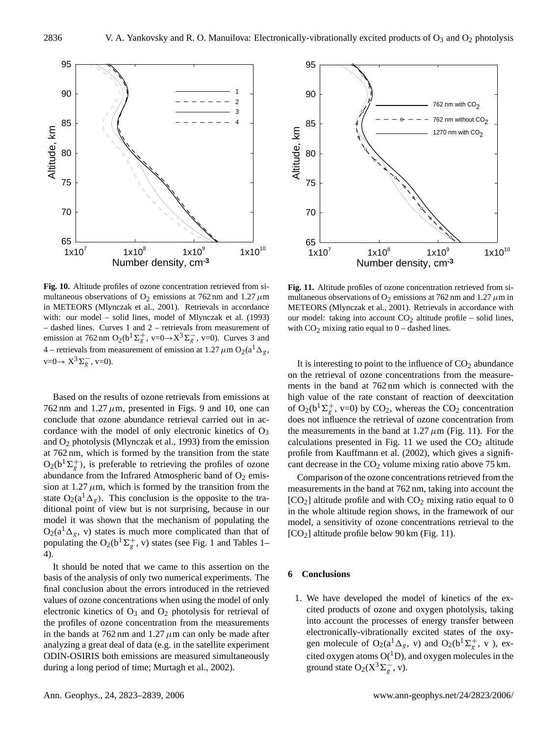**Fig. 10.** Altitude profiles of ozone concentration retrieved from simultaneous observations of $O_2$ emissions at 762 nm and 1.27 $\mu$m in METEORS (Mlynczak et al., 2001). Retrievals in accordance with: our model – solid lines, model of Mlynczak et al. (1993) – dashed lines. Curves 1 and 2 – retrievals from measurement of emission at 762 nm $O_2(b^1\Sigma_g^+$, v=0$\rightarrow X^3\Sigma_g^-$, v=0). Curves 3 and 4 – retrievals from measurement of emission at 1.27 $\mu$m $O_2(a^1\Delta_g$, v=0$\rightarrow X^3\Sigma_g^-$, v=0).

**Fig. 11.** Altitude profiles of ozone concentration retrieved from simultaneous observations of $O_2$ emissions at 762 nm and 1.27 $\mu$m in METEORS (Mlynczak et al., 2001). Retrievals in accordance with our model: taking into account $CO_2$ altitude profile – solid lines, with $CO_2$ mixing ratio equal to 0 – dashed lines.

Based on the results of ozone retrievals from emissions at 762 nm and 1.27 $\mu$m, presented in Figs. 9 and 10, one can conclude that ozone abundance retrieval carried out in accordance with the model of only electronic kinetics of $O_3$ and $O_2$ photolysis (Mlynczak et al., 1993) from the emission at 762 nm, which is formed by the transition from the state $O_2(b^1\Sigma_g^+)$, is preferable to retrieving the profiles of ozone abundance from the Infrared Atmospheric band of $O_2$ emission at 1.27 $\mu$m, which is formed by the transition from the state $O_2(a^1\Delta_g)$. This conclusion is the opposite to the traditional point of view but is not surprising, because in our model it was shown that the mechanism of populating the $O_2(a^1\Delta_g$, v) states is much more complicated than that of populating the $O_2(b^1\Sigma_g^+$, v) states (see Fig. 1 and Tables 1–4).

It should be noted that we came to this assertion on the basis of the analysis of only two numerical experiments. The final conclusion about the errors introduced in the retrieved values of ozone concentrations when using the model of only electronic kinetics of $O_3$ and $O_2$ photolysis for retrieval of the profiles of ozone concentration from the measurements in the bands at 762 nm and 1.27 $\mu$m can only be made after analyzing a great deal of data (e.g. in the satellite experiment ODIN-OSIRIS both emissions are measured simultaneously during a long period of time; Murtagh et al., 2002).

It is interesting to point to the influence of $CO_2$ abundance on the retrieval of ozone concentrations from the measurements in the band at 762 nm which is connected with the high value of the rate constant of reaction of deexcitation of $O_2(b^1\Sigma_g^+$, v=0) by $CO_2$, whereas the $CO_2$ concentration does not influence the retrieval of ozone concentration from the measurements in the band at 1.27 $\mu$m (Fig. 11). For the calculations presented in Fig. 11 we used the $CO_2$ altitude profile from Kauffmann et al. (2002), which gives a significant decrease in the $CO_2$ volume mixing ratio above 75 km.

Comparison of the ozone concentrations retrieved from the measurements in the band at 762 nm, taking into account the $[CO_2]$ altitude profile and with $CO_2$ mixing ratio equal to 0 in the whole altitude region shows, in the framework of our model, a sensitivity of ozone concentrations retrieval to the $[CO_2]$ altitude profile below 90 km (Fig. 11).

## 6 Conclusions

1. We have developed the model of kinetics of the excited products of ozone and oxygen photolysis, taking into account the processes of energy transfer between electronically-vibrationally excited states of the oxygen molecule of $O_2(a^1\Delta_g$, v) and $O_2(b^1\Sigma_g^+$, v ), excited oxygen atoms $O(^1D)$, and oxygen molecules in the ground state $O_2(X^3\Sigma_g^-$, v).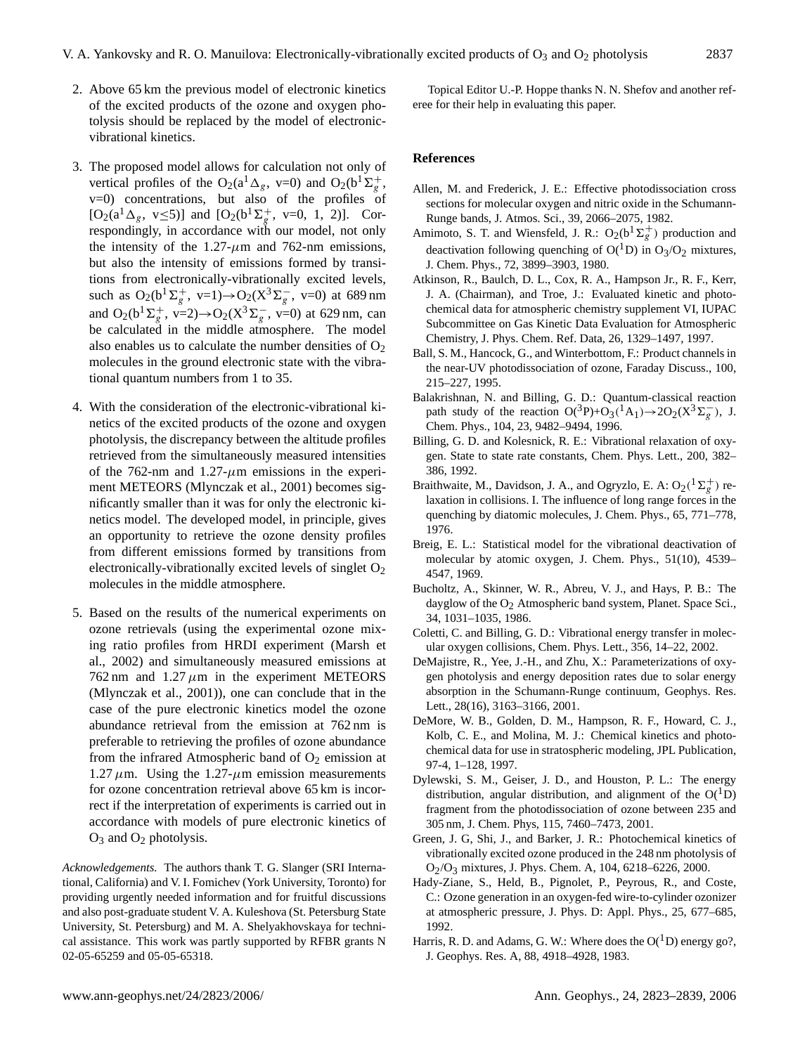2. Above 65 km the previous model of electronic kinetics of the excited products of the ozone and oxygen photolysis should be replaced by the model of electronic-vibrational kinetics.

3. The proposed model allows for calculation not only of vertical profiles of the $O_2(a^1\Delta_g$, v=0) and $O_2(b^1\Sigma_g^+$, v=0) concentrations, but also of the profiles of $[O_2(a^1\Delta_g$, v≤5)] and $[O_2(b^1\Sigma_g^+$, v=0, 1, 2)]. Correspondingly, in accordance with our model, not only the intensity of the 1.27-$\mu$m and 762-nm emissions, but also the intensity of emissions formed by transitions from electronically-vibrationally excited levels, such as $O_2(b^1\Sigma_g^+$, v=1)→$O_2(X^3\Sigma_g^-$, v=0) at 689 nm and $O_2(b^1\Sigma_g^+$, v=2)→$O_2(X^3\Sigma_g^-$, v=0) at 629 nm, can be calculated in the middle atmosphere. The model also enables us to calculate the number densities of $O_2$ molecules in the ground electronic state with the vibrational quantum numbers from 1 to 35.

4. With the consideration of the electronic-vibrational kinetics of the excited products of the ozone and oxygen photolysis, the discrepancy between the altitude profiles retrieved from the simultaneously measured intensities of the 762-nm and 1.27-$\mu$m emissions in the experiment METEORS (Mlynczak et al., 2001) becomes significantly smaller than it was for only the electronic kinetics model. The developed model, in principle, gives an opportunity to retrieve the ozone density profiles from different emissions formed by transitions from electronically-vibrationally excited levels of singlet $O_2$ molecules in the middle atmosphere.

5. Based on the results of the numerical experiments on ozone retrievals (using the experimental ozone mixing ratio profiles from HRDI experiment (Marsh et al., 2002) and simultaneously measured emissions at 762 nm and 1.27 $\mu$m in the experiment METEORS (Mlynczak et al., 2001)), one can conclude that in the case of the pure electronic kinetics model the ozone abundance retrieval from the emission at 762 nm is preferable to retrieving the profiles of ozone abundance from the infrared Atmospheric band of $O_2$ emission at 1.27 $\mu$m. Using the 1.27-$\mu$m emission measurements for ozone concentration retrieval above 65 km is incorrect if the interpretation of experiments is carried out in accordance with models of pure electronic kinetics of $O_3$ and $O_2$ photolysis.

*Acknowledgements.* The authors thank T. G. Slanger (SRI International, California) and V. I. Fomichev (York University, Toronto) for providing urgently needed information and for fruitful discussions and also post-graduate student V. A. Kuleshova (St. Petersburg State University, St. Petersburg) and M. A. Shelyakhovskaya for technical assistance. This work was partly supported by RFBR grants N 02-05-65259 and 05-05-65318.

Topical Editor U.-P. Hoppe thanks N. N. Shefov and another referee for their help in evaluating this paper.

## References

Allen, M. and Frederick, J. E.: Effective photodissociation cross sections for molecular oxygen and nitric oxide in the Schumann-Runge bands, J. Atmos. Sci., 39, 2066–2075, 1982.

Amimoto, S. T. and Wiensfeld, J. R.: $O_2(b^1\Sigma_g^+)$ production and deactivation following quenching of $O(^1D)$ in $O_3/O_2$ mixtures, J. Chem. Phys., 72, 3899–3903, 1980.

Atkinson, R., Baulch, D. L., Cox, R. A., Hampson Jr., R. F., Kerr, J. A. (Chairman), and Troe, J.: Evaluated kinetic and photochemical data for atmospheric chemistry supplement VI, IUPAC Subcommittee on Gas Kinetic Data Evaluation for Atmospheric Chemistry, J. Phys. Chem. Ref. Data, 26, 1329–1497, 1997.

Ball, S. M., Hancock, G., and Winterbottom, F.: Product channels in the near-UV photodissociation of ozone, Faraday Discuss., 100, 215–227, 1995.

Balakrishnan, N. and Billing, G. D.: Quantum-classical reaction path study of the reaction $O(^3P)+O_3(^1A_1)\rightarrow 2O_2(X^3\Sigma_g^-)$, J. Chem. Phys., 104, 23, 9482–9494, 1996.

Billing, G. D. and Kolesnick, R. E.: Vibrational relaxation of oxygen. State to state rate constants, Chem. Phys. Lett., 200, 382–386, 1992.

Braithwaite, M., Davidson, J. A., and Ogryzlo, E. A: $O_2(^1\Sigma_g^+)$ relaxation in collisions. I. The influence of long range forces in the quenching by diatomic molecules, J. Chem. Phys., 65, 771–778, 1976.

Breig, E. L.: Statistical model for the vibrational deactivation of molecular by atomic oxygen, J. Chem. Phys., 51(10), 4539–4547, 1969.

Bucholtz, A., Skinner, W. R., Abreu, V. J., and Hays, P. B.: The dayglow of the $O_2$ Atmospheric band system, Planet. Space Sci., 34, 1031–1035, 1986.

Coletti, C. and Billing, G. D.: Vibrational energy transfer in molecular oxygen collisions, Chem. Phys. Lett., 356, 14–22, 2002.

DeMajistre, R., Yee, J.-H., and Zhu, X.: Parameterizations of oxygen photolysis and energy deposition rates due to solar energy absorption in the Schumann-Runge continuum, Geophys. Res. Lett., 28(16), 3163–3166, 2001.

DeMore, W. B., Golden, D. M., Hampson, R. F., Howard, C. J., Kolb, C. E., and Molina, M. J.: Chemical kinetics and photochemical data for use in stratospheric modeling, JPL Publication, 97-4, 1–128, 1997.

Dylewski, S. M., Geiser, J. D., and Houston, P. L.: The energy distribution, angular distribution, and alignment of the $O(^1D)$ fragment from the photodissociation of ozone between 235 and 305 nm, J. Chem. Phys, 115, 7460–7473, 2001.

Green, J. G, Shi, J., and Barker, J. R.: Photochemical kinetics of vibrationally excited ozone produced in the 248 nm photolysis of $O_2/O_3$ mixtures, J. Phys. Chem. A, 104, 6218–6226, 2000.

Hady-Ziane, S., Held, B., Pignolet, P., Peyrous, R., and Coste, C.: Ozone generation in an oxygen-fed wire-to-cylinder ozonizer at atmospheric pressure, J. Phys. D: Appl. Phys., 25, 677–685, 1992.

Harris, R. D. and Adams, G. W.: Where does the $O(^1D)$ energy go?, J. Geophys. Res. A, 88, 4918–4928, 1983.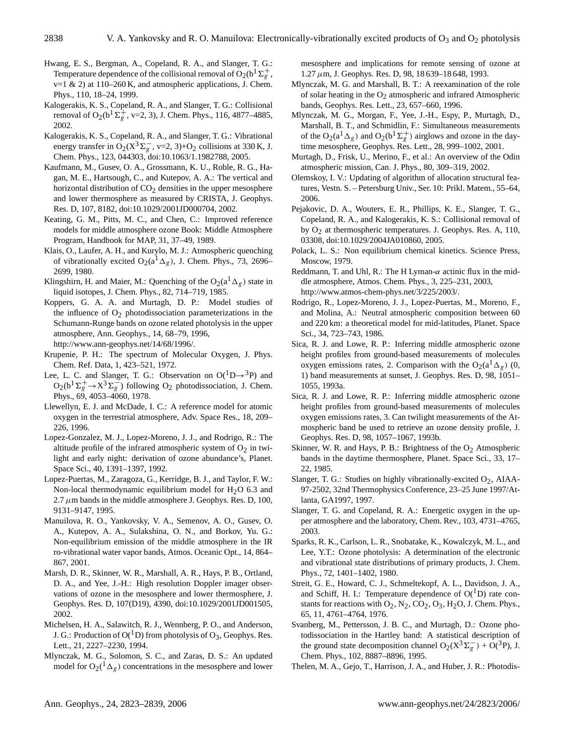Hwang, E. S., Bergman, A., Copeland, R. A., and Slanger, T. G.: Temperature dependence of the collisional removal of $O_2(b^1\Sigma_g^+$, v=1 & 2) at 110–260 K, and atmospheric applications, J. Chem. Phys., 110, 18–24, 1999.

Kalogerakis, K. S., Copeland, R. A., and Slanger, T. G.: Collisional removal of $O_2(b^1\Sigma_g^+$, v=2, 3), J. Chem. Phys., 116, 4877–4885, 2002.

Kalogerakis, K. S., Copeland, R. A., and Slanger, T. G.: Vibrational energy transfer in $O_2(X^3\Sigma_g^-$, v=2, 3)+$O_2$ collisions at 330 K, J. Chem. Phys., 123, 044303, doi:10.1063/1.1982788, 2005.

Kaufmann, M., Gusev, O. A., Grossmann, K. U., Roble, R. G., Hagan, M. E., Hartsough, C., and Kutepov, A. A.: The vertical and horizontal distribution of $CO_2$ densities in the upper mesosphere and lower thermosphere as measured by CRISTA, J. Geophys. Res. D, 107, 8182, doi:10.1029/2001JD000704, 2002.

Keating, G. M., Pitts, M. C., and Chen, C.: Improved reference models for middle atmosphere ozone Book: Middle Atmosphere Program, Handbook for MAP, 31, 37–49, 1989.

Klais, O., Laufer, A. H., and Kurylo, M. J.: Atmospheric quenching of vibrationally excited $O_2(a^1\Delta_g)$, J. Chem. Phys., 73, 2696–2699, 1980.

Klingshirn, H. and Maier, M.: Quenching of the $O_2(a^1\Delta_g)$ state in liquid isotopes, J. Chem. Phys., 82, 714–719, 1985.

Koppers, G. A. A. and Murtagh, D. P.: Model studies of the influence of $O_2$ photodissociation parameterizations in the Schumann-Runge bands on ozone related photolysis in the upper atmosphere, Ann. Geophys., 14, 68–79, 1996, http://www.ann-geophys.net/14/68/1996/.

Krupenie, P. H.: The spectrum of Molecular Oxygen, J. Phys. Chem. Ref. Data, 1, 423–521, 1972.

Lee, L. C. and Slanger, T. G.: Observation on $O(^1D\rightarrow{}^3P)$ and $O_2(b^1\Sigma_g^+\rightarrow X^3\Sigma_g^-)$ following $O_2$ photodissociation, J. Chem. Phys., 69, 4053–4060, 1978.

Llewellyn, E. J. and McDade, I. C.: A reference model for atomic oxygen in the terrestrial atmosphere, Adv. Space Res., 18, 209–226, 1996.

Lopez-Gonzalez, M. J., Lopez-Moreno, J. J., and Rodrigo, R.: The altitude profile of the infrared atmospheric system of $O_2$ in twilight and early night: derivation of ozone abundance's, Planet. Space Sci., 40, 1391–1397, 1992.

Lopez-Puertas, M., Zaragoza, G., Kerridge, B. J., and Taylor, F. W.: Non-local thermodynamic equilibrium model for $H_2O$ 6.3 and 2.7 $\mu$m bands in the middle atmosphere J. Geophys. Res. D, 100, 9131–9147, 1995.

Manuilova, R. O., Yankovsky, V. A., Semenov, A. O., Gusev, O. A., Kutepov, A. A., Sulakshina, O. N., and Borkov, Yu. G.: Non-equilibrium emission of the middle atmosphere in the IR ro-vibrational water vapor bands, Atmos. Oceanic Opt., 14, 864–867, 2001.

Marsh, D. R., Skinner, W. R., Marshall, A. R., Hays, P. B., Ortland, D. A., and Yee, J.-H.: High resolution Doppler imager observations of ozone in the mesosphere and lower thermosphere, J. Geophys. Res. D, 107(D19), 4390, doi:10.1029/2001JD001505, 2002.

Michelsen, H. A., Salawitch, R. J., Wennberg, P. O., and Anderson, J. G.: Production of $O(^1D)$ from photolysis of $O_3$, Geophys. Res. Lett., 21, 2227–2230, 1994.

Mlynczak, M. G., Solomon, S. C., and Zaras, D. S.: An updated model for $O_2(^1\Delta_g)$ concentrations in the mesosphere and lower mesosphere and implications for remote sensing of ozone at 1.27 $\mu$m, J. Geophys. Res. D, 98, 18 639–18 648, 1993.

Mlynczak, M. G. and Marshall, B. T.: A reexamination of the role of solar heating in the $O_2$ atmospheric and infrared Atmospheric bands, Geophys. Res. Lett., 23, 657–660, 1996.

Mlynczak, M. G., Morgan, F., Yee, J.-H., Espy, P., Murtagh, D., Marshall, B. T., and Schmidlin, F.: Simultaneous measurements of the $O_2(a^1\Delta_g)$ and $O_2(b^1\Sigma_g^+)$ airglows and ozone in the daytime mesosphere, Geophys. Res. Lett., 28, 999–1002, 2001.

Murtagh, D., Frisk, U., Merino, F., et al.: An overview of the Odin atmospheric mission, Can. J. Phys., 80, 309–319, 2002.

Olemskoy, I. V.: Updating of algorithm of allocation structural features, Vestn. S. – Petersburg Univ., Ser. 10: Prikl. Matem., 55–64, 2006.

Pejakovic, D. A., Wouters, E. R., Phillips, K. E., Slanger, T. G., Copeland, R. A., and Kalogerakis, K. S.: Collisional removal of by $O_2$ at thermospheric temperatures. J. Geophys. Res. A, 110, 03308, doi:10.1029/2004JA010860, 2005.

Polack, L. S.: Non equilibrium chemical kinetics. Science Press, Moscow, 1979.

Reddmann, T. and Uhl, R.: The H Lyman-$\alpha$ actinic flux in the middle atmosphere, Atmos. Chem. Phys., 3, 225–231, 2003, http://www.atmos-chem-phys.net/3/225/2003/.

Rodrigo, R., Lopez-Moreno, J. J., Lopez-Puertas, M., Moreno, F., and Molina, A.: Neutral atmospheric composition between 60 and 220 km: a theoretical model for mid-latitudes, Planet. Space Sci., 34, 723–743, 1986.

Sica, R. J. and Lowe, R. P.: Inferring middle atmospheric ozone height profiles from ground-based measurements of molecules oxygen emissions rates, 2. Comparison with the $O_2(a^1\Delta_g)$ (0, 1) band measurements at sunset, J. Geophys. Res. D, 98, 1051–1055, 1993a.

Sica, R. J. and Lowe, R. P.: Inferring middle atmospheric ozone height profiles from ground-based measurements of molecules oxygen emissions rates, 3. Can twilight measurements of the Atmospheric band be used to retrieve an ozone density profile, J. Geophys. Res. D, 98, 1057–1067, 1993b.

Skinner, W. R. and Hays, P. B.: Brightness of the $O_2$ Atmospheric bands in the daytime thermosphere, Planet. Space Sci., 33, 17–22, 1985.

Slanger, T. G.: Studies on highly vibrationally-excited $O_2$, AIAA-97-2502, 32nd Thermophysics Conference, 23–25 June 1997/Atlanta, GA1997, 1997.

Slanger, T. G. and Copeland, R. A.: Energetic oxygen in the upper atmosphere and the laboratory, Chem. Rev., 103, 4731–4765, 2003.

Sparks, R. K., Carlson, L. R., Snobatake, K., Kowalczyk, M. L., and Lee, Y.T.: Ozone photolysis: A determination of the electronic and vibrational state distributions of primary products, J. Chem. Phys., 72, 1401–1402, 1980.

Streit, G. E., Howard, C. J., Schmeltekopf, A. L., Davidson, J. A., and Schiff, H. I.: Temperature dependence of $O(^1D)$ rate constants for reactions with $O_2$, $N_2$, $CO_2$, $O_3$, $H_2O$, J. Chem. Phys., 65, 11, 4761–4764, 1976.

Svanberg, M., Pettersson, J. B. C., and Murtagh, D.: Ozone photodissociation in the Hartley band: A statistical description of the ground state decomposition channel $O_2(X^3\Sigma_g^-)$ + $O(^3P)$, J. Chem. Phys., 102, 8887–8896, 1995.

Thelen, M. A., Gejo, T., Harrison, J. A., and Huber, J. R.: Photodis-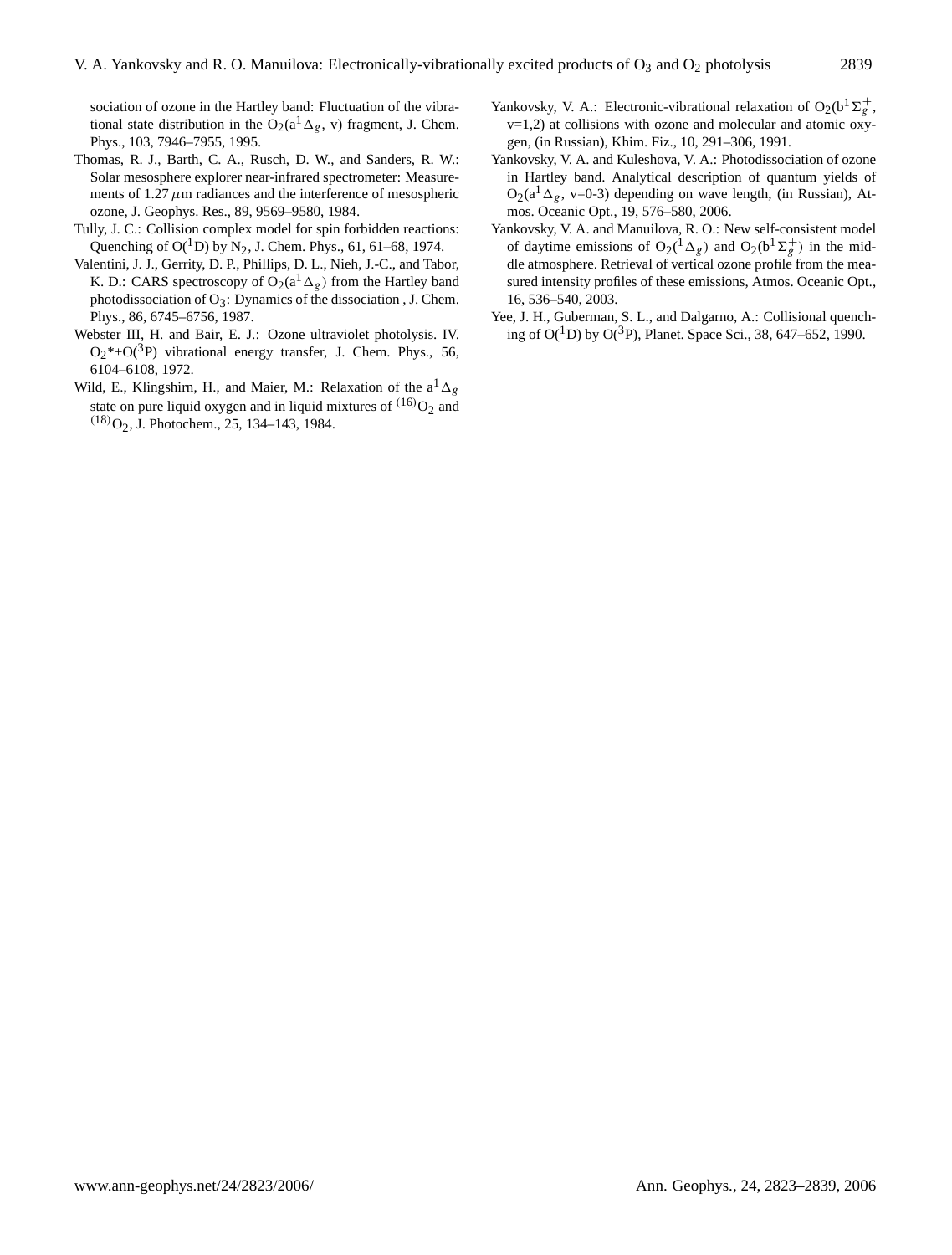sociation of ozone in the Hartley band: Fluctuation of the vibrational state distribution in the $O_2(a^1\Delta_g$, v) fragment, J. Chem. Phys., 103, 7946–7955, 1995.

Thomas, R. J., Barth, C. A., Rusch, D. W., and Sanders, R. W.: Solar mesosphere explorer near-infrared spectrometer: Measurements of 1.27 $\mu$m radiances and the interference of mesospheric ozone, J. Geophys. Res., 89, 9569–9580, 1984.

Tully, J. C.: Collision complex model for spin forbidden reactions: Quenching of $O(^1D)$ by $N_2$, J. Chem. Phys., 61, 61–68, 1974.

Valentini, J. J., Gerrity, D. P., Phillips, D. L., Nieh, J.-C., and Tabor, K. D.: CARS spectroscopy of $O_2(a^1\Delta_g)$ from the Hartley band photodissociation of $O_3$: Dynamics of the dissociation , J. Chem. Phys., 86, 6745–6756, 1987.

Webster III, H. and Bair, E. J.: Ozone ultraviolet photolysis. IV. $O_2$*+$O(^3P)$ vibrational energy transfer, J. Chem. Phys., 56, 6104–6108, 1972.

Wild, E., Klingshirn, H., and Maier, M.: Relaxation of the $a^1\Delta_g$ state on pure liquid oxygen and in liquid mixtures of $^{(16)}O_2$ and $^{(18)}O_2$, J. Photochem., 25, 134–143, 1984.

Yankovsky, V. A.: Electronic-vibrational relaxation of $O_2(b^1\Sigma_g^+$, v=1,2) at collisions with ozone and molecular and atomic oxygen, (in Russian), Khim. Fiz., 10, 291–306, 1991.

Yankovsky, V. A. and Kuleshova, V. A.: Photodissociation of ozone in Hartley band. Analytical description of quantum yields of $O_2(a^1\Delta_g$, v=0-3) depending on wave length, (in Russian), Atmos. Oceanic Opt., 19, 576–580, 2006.

Yankovsky, V. A. and Manuilova, R. O.: New self-consistent model of daytime emissions of $O_2(^1\Delta_g)$ and $O_2(b^1\Sigma_g^+)$ in the middle atmosphere. Retrieval of vertical ozone profile from the measured intensity profiles of these emissions, Atmos. Oceanic Opt., 16, 536–540, 2003.

Yee, J. H., Guberman, S. L., and Dalgarno, A.: Collisional quenching of $O(^1D)$ by $O(^3P)$, Planet. Space Sci., 38, 647–652, 1990.